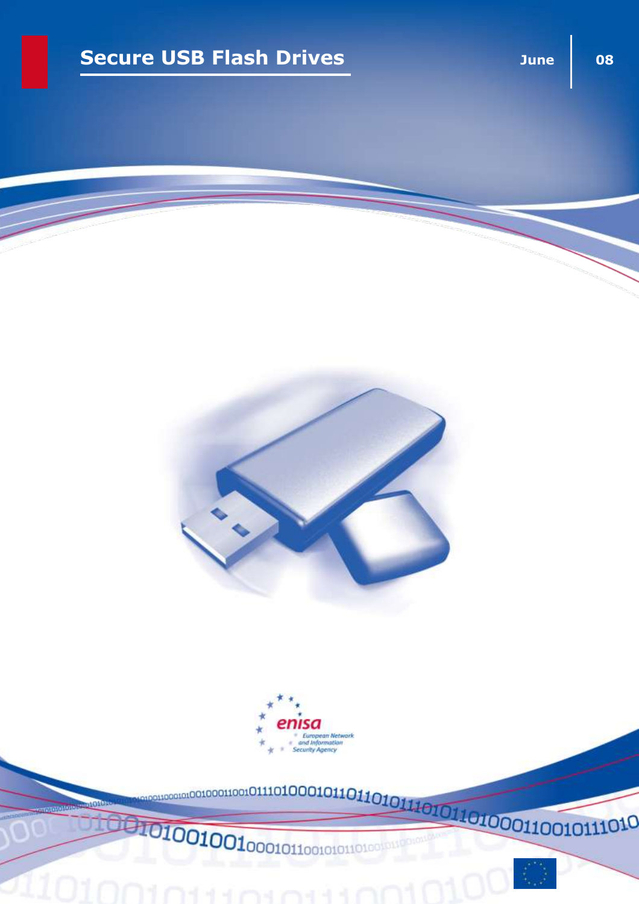# Secure USB Flash Drives

June | 08

enisa

European Network and Information Security Agency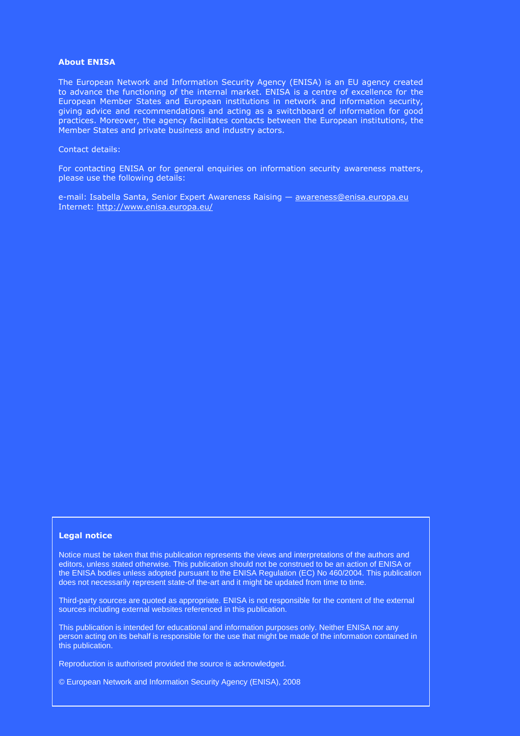**About ENISA**

The European Network and Information Security Agency (ENISA) is an EU agency created to advance the functioning of the internal market. ENISA is a centre of excellence for the European Member States and European institutions in network and information security, giving advice and recommendations and acting as a switchboard of information for good practices. Moreover, the agency facilitates contacts between the European institutions, the Member States and private business and industry actors.

Contact details:

For contacting ENISA or for general enquiries on information security awareness matters, please use the following details:

e-mail: Isabella Santa, Senior Expert Awareness Raising — awareness@enisa.europa.eu
Internet: http://www.enisa.europa.eu/

**Legal notice**

Notice must be taken that this publication represents the views and interpretations of the authors and editors, unless stated otherwise. This publication should not be construed to be an action of ENISA or the ENISA bodies unless adopted pursuant to the ENISA Regulation (EC) No 460/2004. This publication does not necessarily represent state-of the-art and it might be updated from time to time.

Third-party sources are quoted as appropriate. ENISA is not responsible for the content of the external sources including external websites referenced in this publication.

This publication is intended for educational and information purposes only. Neither ENISA nor any person acting on its behalf is responsible for the use that might be made of the information contained in this publication.

Reproduction is authorised provided the source is acknowledged.

© European Network and Information Security Agency (ENISA), 2008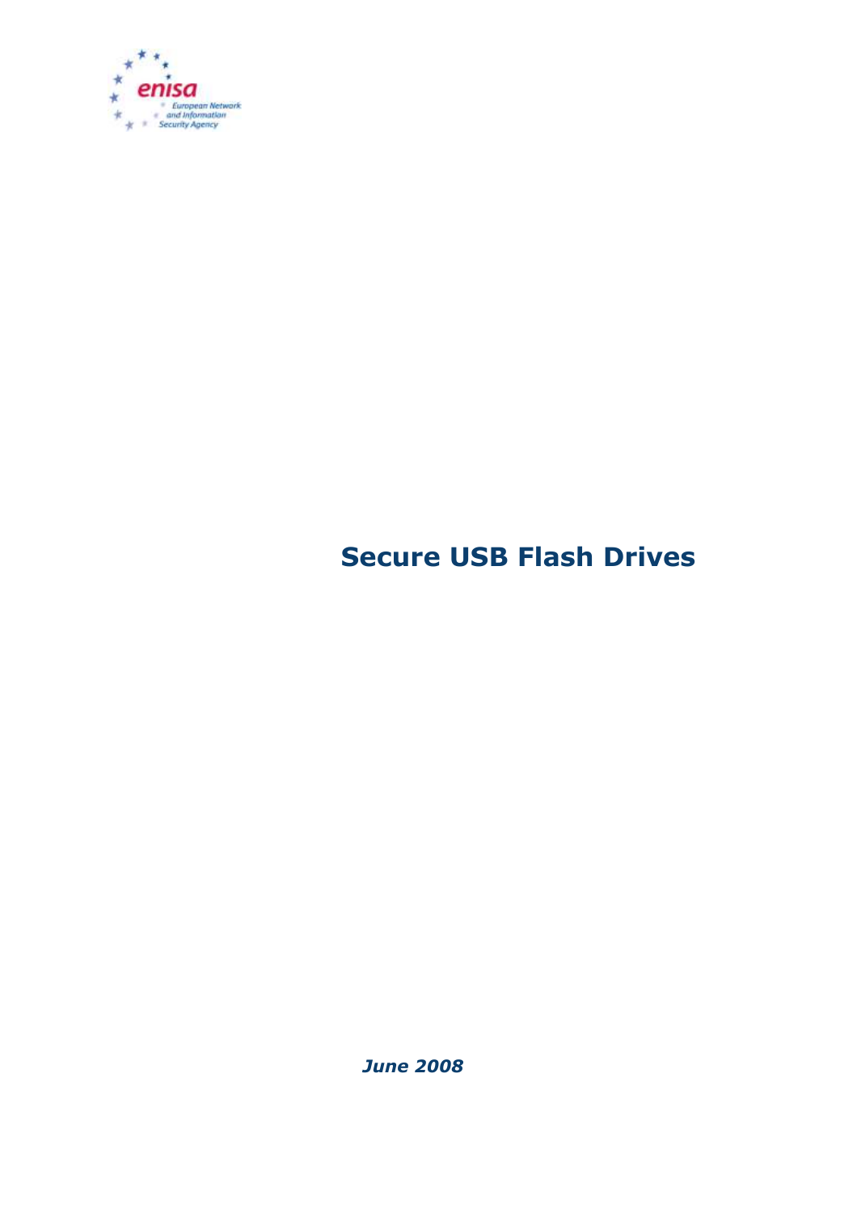enisa

European Network and Information Security Agency

# Secure USB Flash Drives

***June 2008***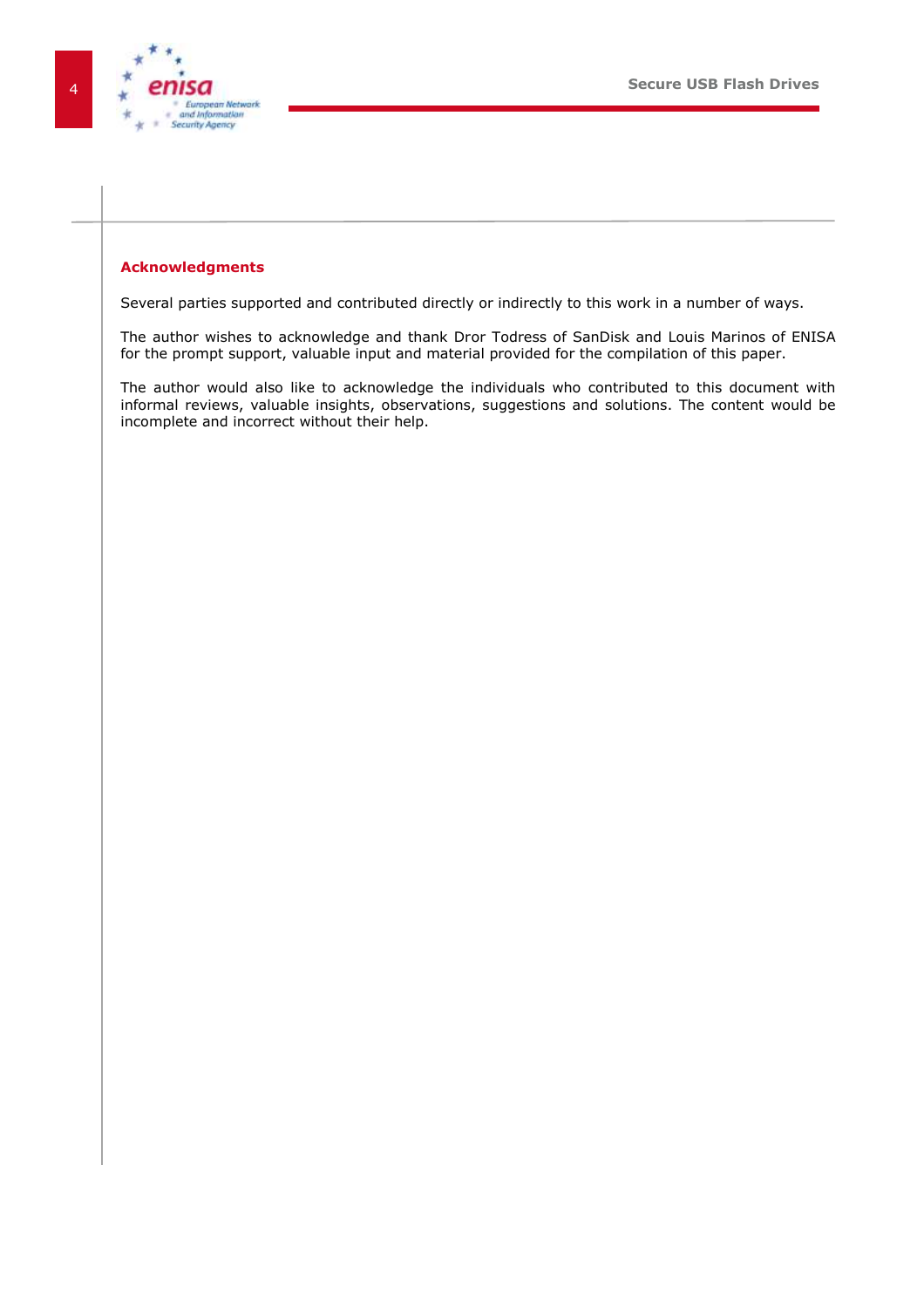## Acknowledgments

Several parties supported and contributed directly or indirectly to this work in a number of ways.

The author wishes to acknowledge and thank Dror Todress of SanDisk and Louis Marinos of ENISA for the prompt support, valuable input and material provided for the compilation of this paper.

The author would also like to acknowledge the individuals who contributed to this document with informal reviews, valuable insights, observations, suggestions and solutions. The content would be incomplete and incorrect without their help.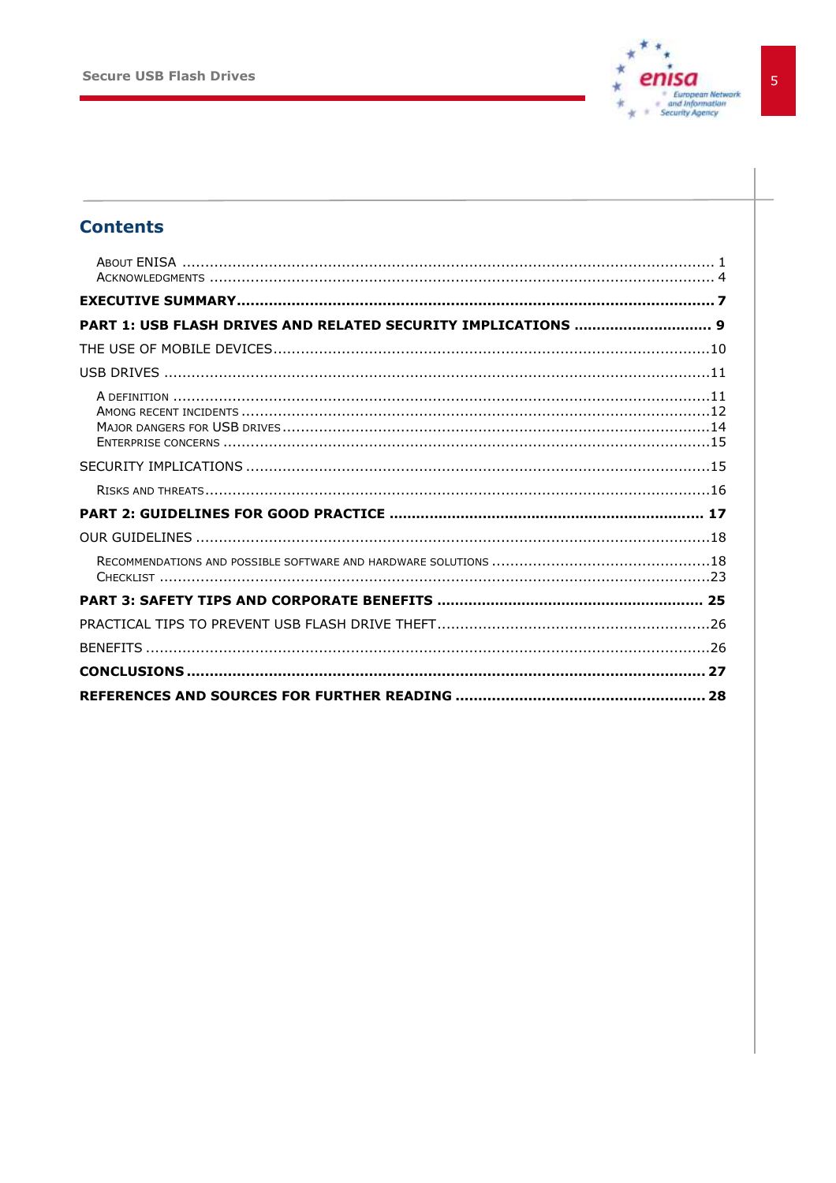## Contents

About ENISA ........................................................................................................ 1
Acknowledgments ................................................................................................. 4

**EXECUTIVE SUMMARY........................................................................................... 7**

**PART 1: USB FLASH DRIVES AND RELATED SECURITY IMPLICATIONS ................................ 9**

THE USE OF MOBILE DEVICES..................................................................................10

USB DRIVES .........................................................................................................11

A definition ..........................................................................................................11
Among recent incidents ..........................................................................................12
Major dangers for USB drives ..................................................................................14
Enterprise concerns ...............................................................................................15

SECURITY IMPLICATIONS .......................................................................................15

Risks and threats...................................................................................................16

**PART 2: GUIDELINES FOR GOOD PRACTICE ........................................................... 17**

OUR GUIDELINES ..................................................................................................18

Recommendations and possible software and hardware solutions .................................................18
Checklist ..............................................................................................................23

**PART 3: SAFETY TIPS AND CORPORATE BENEFITS ................................................... 25**

PRACTICAL TIPS TO PREVENT USB FLASH DRIVE THEFT.............................................................26

BENEFITS ............................................................................................................26

**CONCLUSIONS ...................................................................................................... 27**

**REFERENCES AND SOURCES FOR FURTHER READING ............................................... 28**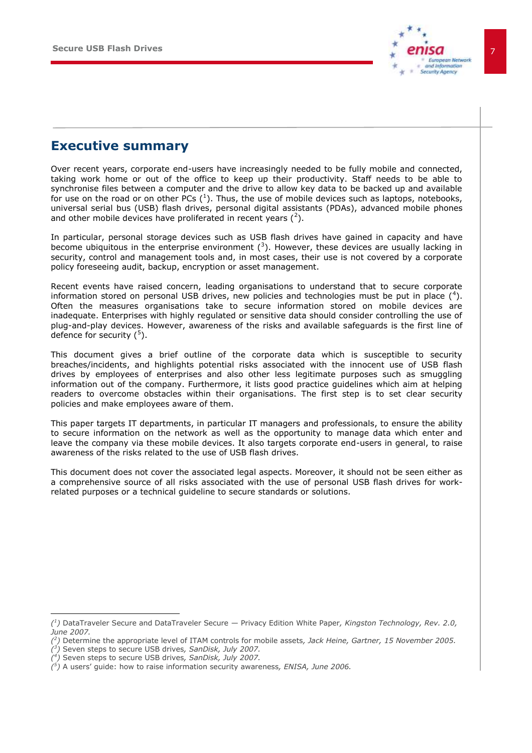## Executive summary

Over recent years, corporate end-users have increasingly needed to be fully mobile and connected, taking work home or out of the office to keep up their productivity. Staff needs to be able to synchronise files between a computer and the drive to allow key data to be backed up and available for use on the road or on other PCs ([1]). Thus, the use of mobile devices such as laptops, notebooks, universal serial bus (USB) flash drives, personal digital assistants (PDAs), advanced mobile phones and other mobile devices have proliferated in recent years ([2]).

In particular, personal storage devices such as USB flash drives have gained in capacity and have become ubiquitous in the enterprise environment ([3]). However, these devices are usually lacking in security, control and management tools and, in most cases, their use is not covered by a corporate policy foreseeing audit, backup, encryption or asset management.

Recent events have raised concern, leading organisations to understand that to secure corporate information stored on personal USB drives, new policies and technologies must be put in place ([4]). Often the measures organisations take to secure information stored on mobile devices are inadequate. Enterprises with highly regulated or sensitive data should consider controlling the use of plug-and-play devices. However, awareness of the risks and available safeguards is the first line of defence for security ([5]).

This document gives a brief outline of the corporate data which is susceptible to security breaches/incidents, and highlights potential risks associated with the innocent use of USB flash drives by employees of enterprises and also other less legitimate purposes such as smuggling information out of the company. Furthermore, it lists good practice guidelines which aim at helping readers to overcome obstacles within their organisations. The first step is to set clear security policies and make employees aware of them.

This paper targets IT departments, in particular IT managers and professionals, to ensure the ability to secure information on the network as well as the opportunity to manage data which enter and leave the company via these mobile devices. It also targets corporate end-users in general, to raise awareness of the risks related to the use of USB flash drives.

This document does not cover the associated legal aspects. Moreover, it should not be seen either as a comprehensive source of all risks associated with the use of personal USB flash drives for work-related purposes or a technical guideline to secure standards or solutions.

---

([1]) DataTraveler Secure and DataTraveler Secure — Privacy Edition White Paper, *Kingston Technology, Rev. 2.0, June 2007.*

([2]) Determine the appropriate level of ITAM controls for mobile assets, *Jack Heine, Gartner, 15 November 2005.*

([3]) Seven steps to secure USB drives, *SanDisk, July 2007.*

([4]) Seven steps to secure USB drives, *SanDisk, July 2007.*

([5]) A users' guide: how to raise information security awareness, *ENISA, June 2006.*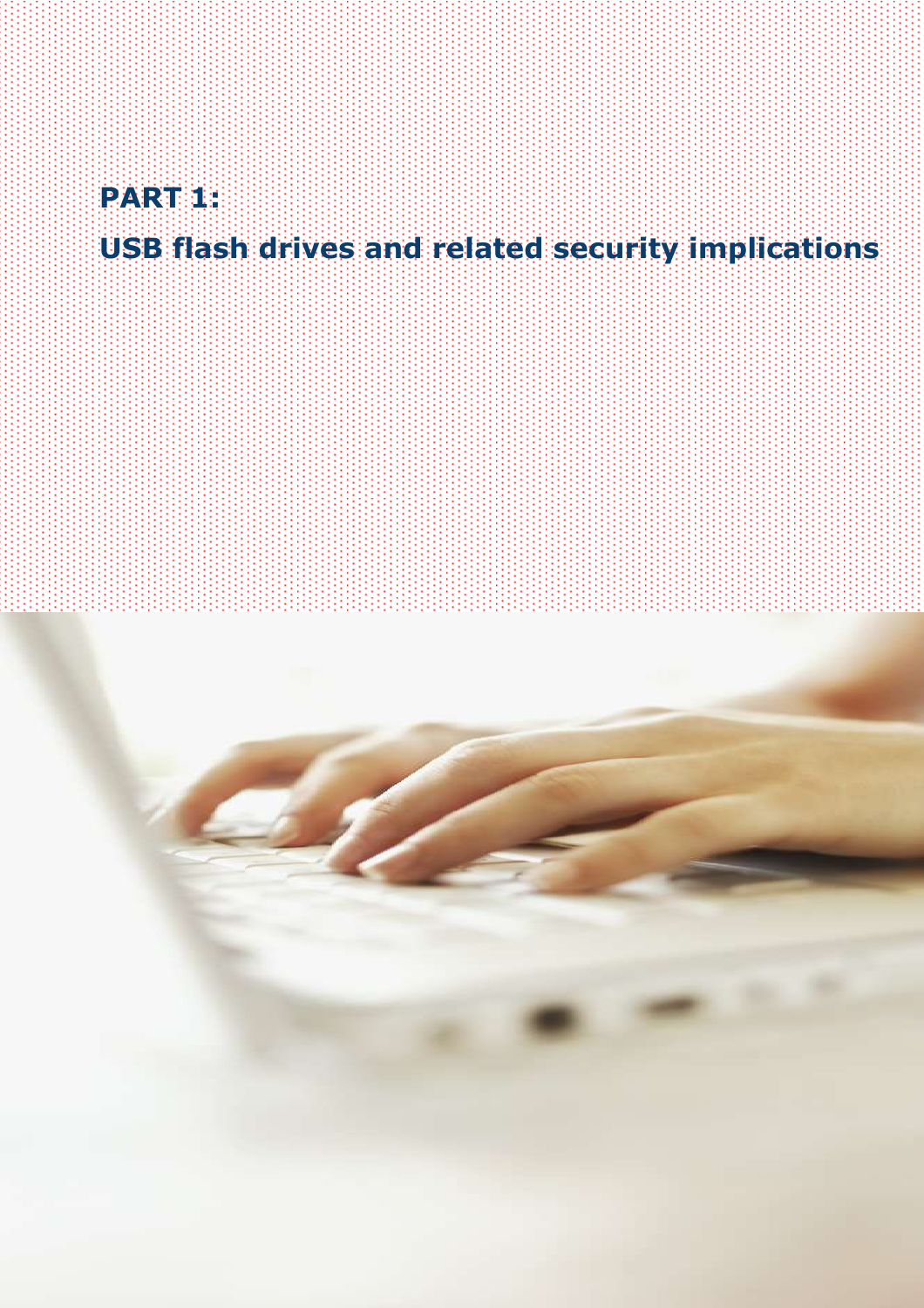# PART 1:

# USB flash drives and related security implications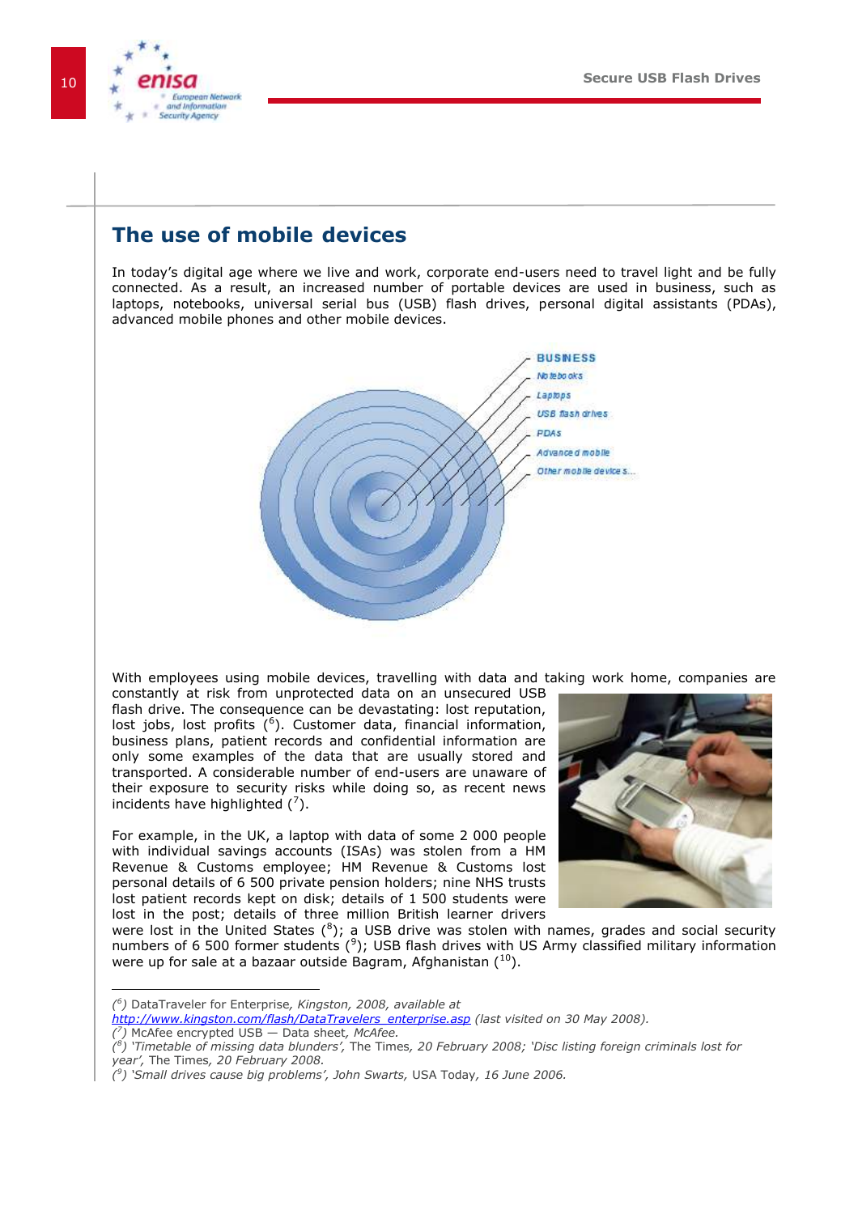## The use of mobile devices

In today's digital age where we live and work, corporate end-users need to travel light and be fully connected. As a result, an increased number of portable devices are used in business, such as laptops, notebooks, universal serial bus (USB) flash drives, personal digital assistants (PDAs), advanced mobile phones and other mobile devices.

BUSINESS

- Notebooks
- Laptops
- USB flash drives
- PDAs
- Advanced mobile
- Other mobile devices...

With employees using mobile devices, travelling with data and taking work home, companies are constantly at risk from unprotected data on an unsecured USB flash drive. The consequence can be devastating: lost reputation, lost jobs, lost profits ([6]). Customer data, financial information, business plans, patient records and confidential information are only some examples of the data that are usually stored and transported. A considerable number of end-users are unaware of their exposure to security risks while doing so, as recent news incidents have highlighted ([7]).

For example, in the UK, a laptop with data of some 2 000 people with individual savings accounts (ISAs) was stolen from a HM Revenue & Customs employee; HM Revenue & Customs lost personal details of 6 500 private pension holders; nine NHS trusts lost patient records kept on disk; details of 1 500 students were lost in the post; details of three million British learner drivers were lost in the United States ([8]); a USB drive was stolen with names, grades and social security numbers of 6 500 former students ([9]); USB flash drives with US Army classified military information were up for sale at a bazaar outside Bagram, Afghanistan ([10]).

---

([6]) DataTraveler for Enterprise, *Kingston, 2008, available at* *http://www.kingston.com/flash/DataTravelers_enterprise.asp (last visited on 30 May 2008).*

([7]) McAfee encrypted USB — Data sheet, *McAfee.*

([8]) *'Timetable of missing data blunders',* The Times, *20 February 2008; 'Disc listing foreign criminals lost for year',* The Times, *20 February 2008.*

([9]) *'Small drives cause big problems', John Swarts,* USA Today, *16 June 2006.*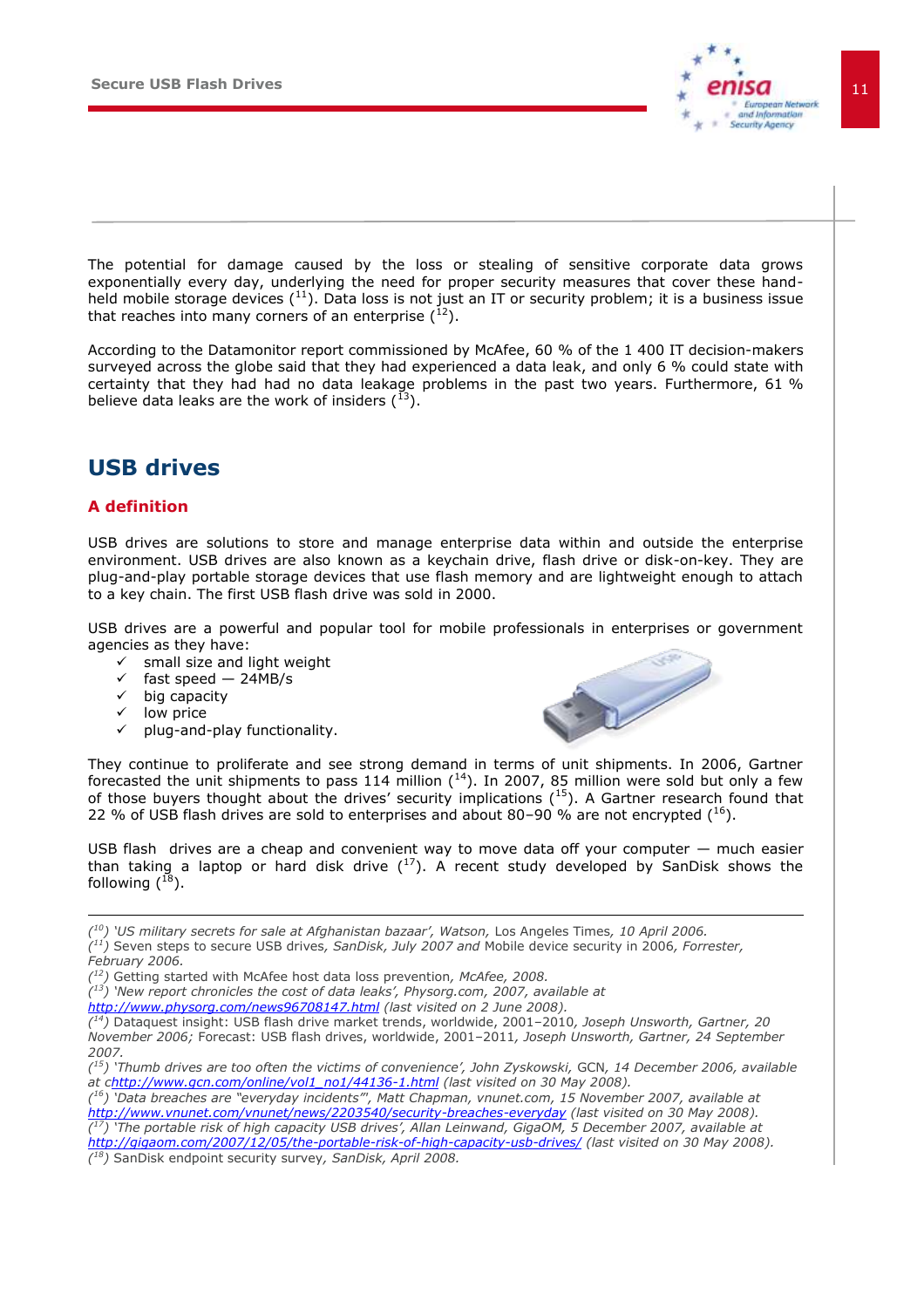The potential for damage caused by the loss or stealing of sensitive corporate data grows exponentially every day, underlying the need for proper security measures that cover these hand-held mobile storage devices ([11]). Data loss is not just an IT or security problem; it is a business issue that reaches into many corners of an enterprise ([12]).

According to the Datamonitor report commissioned by McAfee, 60 % of the 1 400 IT decision-makers surveyed across the globe said that they had experienced a data leak, and only 6 % could state with certainty that they had had no data leakage problems in the past two years. Furthermore, 61 % believe data leaks are the work of insiders ([13]).

# USB drives

## A definition

USB drives are solutions to store and manage enterprise data within and outside the enterprise environment. USB drives are also known as a keychain drive, flash drive or disk-on-key. They are plug-and-play portable storage devices that use flash memory and are lightweight enough to attach to a key chain. The first USB flash drive was sold in 2000.

USB drives are a powerful and popular tool for mobile professionals in enterprises or government agencies as they have:

- ✓ small size and light weight
- ✓ fast speed — 24MB/s
- ✓ big capacity
- ✓ low price
- ✓ plug-and-play functionality.

They continue to proliferate and see strong demand in terms of unit shipments. In 2006, Gartner forecasted the unit shipments to pass 114 million ([14]). In 2007, 85 million were sold but only a few of those buyers thought about the drives' security implications ([15]). A Gartner research found that 22 % of USB flash drives are sold to enterprises and about 80–90 % are not encrypted ([16]).

USB flash drives are a cheap and convenient way to move data off your computer — much easier than taking a laptop or hard disk drive ([17]). A recent study developed by SanDisk shows the following ([18]).

---

([10]) *'US military secrets for sale at Afghanistan bazaar', Watson,* Los Angeles Times, *10 April 2006.*
([11]) Seven steps to secure USB drives*, SanDisk, July 2007 and* Mobile device security in 2006*, Forrester, February 2006.*
([12]) Getting started with McAfee host data loss prevention*, McAfee, 2008.*
([13]) *'New report chronicles the cost of data leaks', Physorg.com, 2007, available at [http://www.physorg.com/news96708147.html](http://www.physorg.com/news96708147.html) (last visited on 2 June 2008).*
([14]) Dataquest insight: USB flash drive market trends, worldwide, 2001–2010*, Joseph Unsworth, Gartner, 20 November 2006;* Forecast: USB flash drives, worldwide, 2001–2011*, Joseph Unsworth, Gartner, 24 September 2007.*
([15]) *'Thumb drives are too often the victims of convenience', John Zyskowski, GCN, 14 December 2006, available at c[http://www.gcn.com/online/vol1_no1/44136-1.html](http://www.gcn.com/online/vol1_no1/44136-1.html) (last visited on 30 May 2008).*
([16]) *'Data breaches are "everyday incidents"', Matt Chapman, vnunet.com, 15 November 2007, available at [http://www.vnunet.com/vnunet/news/2203540/security-breaches-everyday](http://www.vnunet.com/vnunet/news/2203540/security-breaches-everyday) (last visited on 30 May 2008).*
([17]) *'The portable risk of high capacity USB drives', Allan Leinwand, GigaOM, 5 December 2007, available at [http://gigaom.com/2007/12/05/the-portable-risk-of-high-capacity-usb-drives/](http://gigaom.com/2007/12/05/the-portable-risk-of-high-capacity-usb-drives/) (last visited on 30 May 2008).*
([18]) SanDisk endpoint security survey*, SanDisk, April 2008.*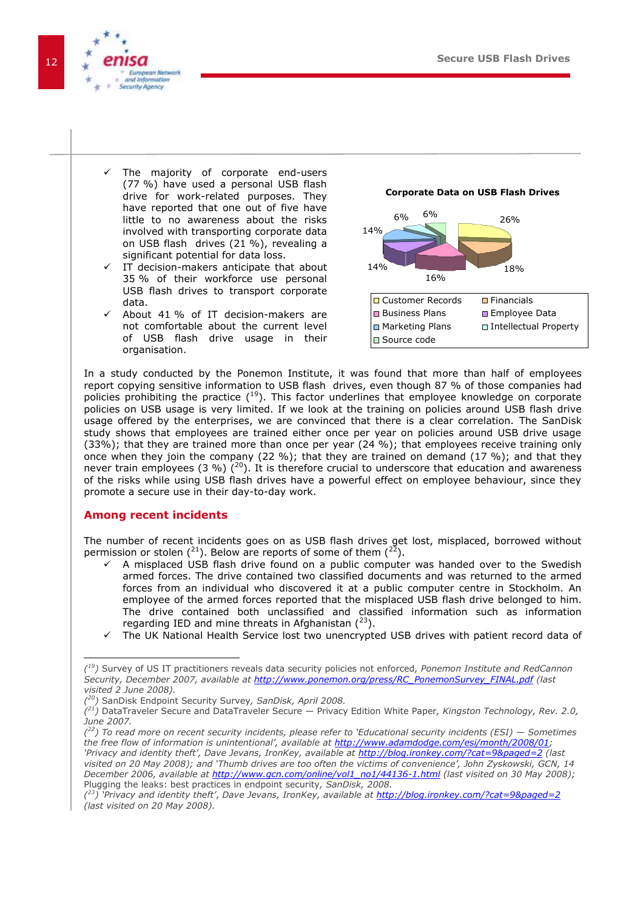- The majority of corporate end-users (77 %) have used a personal USB flash drive for work-related purposes. They have reported that one out of five have little to no awareness about the risks involved with transporting corporate data on USB flash drives (21 %), revealing a significant potential for data loss.
- IT decision-makers anticipate that about 35 % of their workforce use personal USB flash drives to transport corporate data.
- About 41 % of IT decision-makers are not comfortable about the current level of USB flash drive usage in their organisation.

**Corporate Data on USB Flash Drives**

| Category | % |
|---|---|
| Customer Records | 26% |
| Financials | 18% |
| Business Plans | 16% |
| Employee Data | 14% |
| Marketing Plans | 14% |
| Intellectual Property | 6% |
| Source code | 6% |

In a study conducted by the Ponemon Institute, it was found that more than half of employees report copying sensitive information to USB flash drives, even though 87 % of those companies had policies prohibiting the practice ([19]). This factor underlines that employee knowledge on corporate policies on USB usage is very limited. If we look at the training on policies around USB flash drive usage offered by the enterprises, we are convinced that there is a clear correlation. The SanDisk study shows that employees are trained either once per year on policies around USB drive usage (33%); that they are trained more than once per year (24 %); that employees receive training only once when they join the company (22 %); that they are trained on demand (17 %); and that they never train employees (3 %) ([20]). It is therefore crucial to underscore that education and awareness of the risks while using USB flash drives have a powerful effect on employee behaviour, since they promote a secure use in their day-to-day work.

## Among recent incidents

The number of recent incidents goes on as USB flash drives get lost, misplaced, borrowed without permission or stolen ([21]). Below are reports of some of them ([22]).

- A misplaced USB flash drive found on a public computer was handed over to the Swedish armed forces. The drive contained two classified documents and was returned to the armed forces from an individual who discovered it at a public computer centre in Stockholm. An employee of the armed forces reported that the misplaced USB flash drive belonged to him. The drive contained both unclassified and classified information such as information regarding IED and mine threats in Afghanistan ([23]).
- The UK National Health Service lost two unencrypted USB drives with patient record data of

---

([19]) Survey of US IT practitioners reveals data security policies not enforced, *Ponemon Institute and RedCannon Security, December 2007, available at* *http://www.ponemon.org/press/RC_PonemonSurvey_FINAL.pdf* *(last visited 2 June 2008).*

([20]) SanDisk Endpoint Security Survey, *SanDisk, April 2008.*

([21]) DataTraveler Secure and DataTraveler Secure — Privacy Edition White Paper, *Kingston Technology, Rev. 2.0, June 2007.*

([22]) *To read more on recent security incidents, please refer to 'Educational security incidents (ESI) — Sometimes the free flow of information is unintentional', available at* *http://www.adamdodge.com/esi/month/2008/01*; *'Privacy and identity theft', Dave Jevans, IronKey, available at* *http://blog.ironkey.com/?cat=9&paged=2* *(last visited on 20 May 2008); and 'Thumb drives are too often the victims of convenience', John Zyskowski, GCN, 14 December 2006, available at* *http://www.gcn.com/online/vol1_no1/44136-1.html* *(last visited on 30 May 2008);* Plugging the leaks: best practices in endpoint security, *SanDisk, 2008.*

([23]) *'Privacy and identity theft', Dave Jevans, IronKey, available at* *http://blog.ironkey.com/?cat=9&paged=2* *(last visited on 20 May 2008).*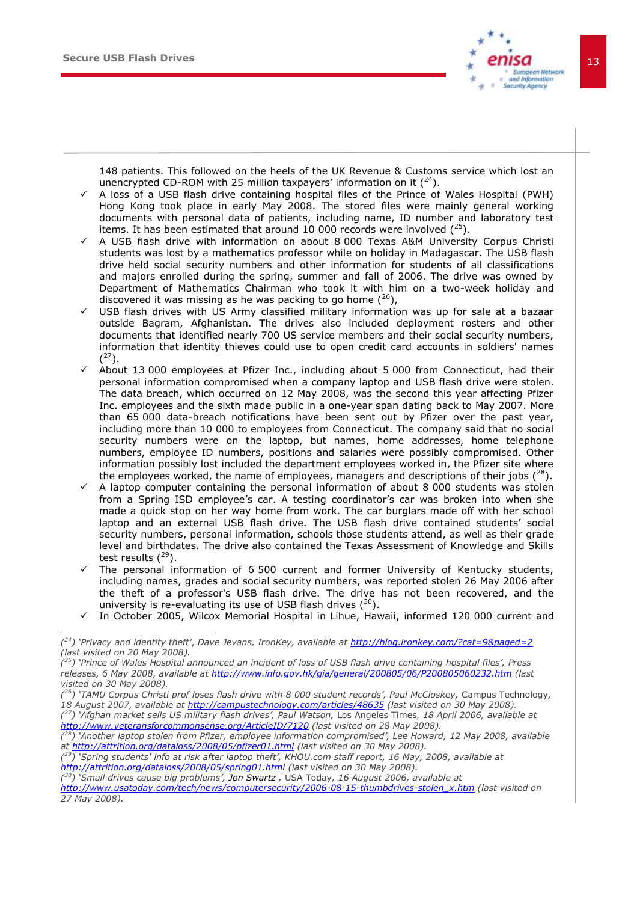148 patients. This followed on the heels of the UK Revenue & Customs service which lost an unencrypted CD-ROM with 25 million taxpayers' information on it ([24]).

- ✓ A loss of a USB flash drive containing hospital files of the Prince of Wales Hospital (PWH) Hong Kong took place in early May 2008. The stored files were mainly general working documents with personal data of patients, including name, ID number and laboratory test items. It has been estimated that around 10 000 records were involved ([25]).
- ✓ A USB flash drive with information on about 8 000 Texas A&M University Corpus Christi students was lost by a mathematics professor while on holiday in Madagascar. The USB flash drive held social security numbers and other information for students of all classifications and majors enrolled during the spring, summer and fall of 2006. The drive was owned by Department of Mathematics Chairman who took it with him on a two-week holiday and discovered it was missing as he was packing to go home ([26]),
- ✓ USB flash drives with US Army classified military information was up for sale at a bazaar outside Bagram, Afghanistan. The drives also included deployment rosters and other documents that identified nearly 700 US service members and their social security numbers, information that identity thieves could use to open credit card accounts in soldiers' names ([27]).
- ✓ About 13 000 employees at Pfizer Inc., including about 5 000 from Connecticut, had their personal information compromised when a company laptop and USB flash drive were stolen. The data breach, which occurred on 12 May 2008, was the second this year affecting Pfizer Inc. employees and the sixth made public in a one-year span dating back to May 2007. More than 65 000 data-breach notifications have been sent out by Pfizer over the past year, including more than 10 000 to employees from Connecticut. The company said that no social security numbers were on the laptop, but names, home addresses, home telephone numbers, employee ID numbers, positions and salaries were possibly compromised. Other information possibly lost included the department employees worked in, the Pfizer site where the employees worked, the name of employees, managers and descriptions of their jobs ([28]).
- ✓ A laptop computer containing the personal information of about 8 000 students was stolen from a Spring ISD employee's car. A testing coordinator's car was broken into when she made a quick stop on her way home from work. The car burglars made off with her school laptop and an external USB flash drive. The USB flash drive contained students' social security numbers, personal information, schools those students attend, as well as their grade level and birthdates. The drive also contained the Texas Assessment of Knowledge and Skills test results ([29]).
- ✓ The personal information of 6 500 current and former University of Kentucky students, including names, grades and social security numbers, was reported stolen 26 May 2006 after the theft of a professor's USB flash drive. The drive has not been recovered, and the university is re-evaluating its use of USB flash drives ([30]).
- ✓ In October 2005, Wilcox Memorial Hospital in Lihue, Hawaii, informed 120 000 current and

---

([24]) *'Privacy and identity theft', Dave Jevans, IronKey, available at [http://blog.ironkey.com/?cat=9&paged=2](http://blog.ironkey.com/?cat=9&paged=2) (last visited on 20 May 2008).*

([25]) *'Prince of Wales Hospital announced an incident of loss of USB flash drive containing hospital files', Press releases, 6 May 2008, available at [http://www.info.gov.hk/gia/general/200805/06/P200805060232.htm](http://www.info.gov.hk/gia/general/200805/06/P200805060232.htm) (last visited on 30 May 2008).*

([26]) *'TAMU Corpus Christi prof loses flash drive with 8 000 student records', Paul McCloskey,* Campus Technology, *18 August 2007, available at [http://campustechnology.com/articles/48635](http://campustechnology.com/articles/48635) (last visited on 30 May 2008).*

([27]) *'Afghan market sells US military flash drives', Paul Watson,* Los Angeles Times, *18 April 2006, available at [http://www.veteransforcommonsense.org/ArticleID/7120](http://www.veteransforcommonsense.org/ArticleID/7120) (last visited on 28 May 2008).*

([28]) *'Another laptop stolen from Pfizer, employee information compromised', Lee Howard, 12 May 2008, available at [http://attrition.org/dataloss/2008/05/pfizer01.html](http://attrition.org/dataloss/2008/05/pfizer01.html) (last visited on 30 May 2008).*

([29]) *'Spring students' info at risk after laptop theft', KHOU.com staff report, 16 May, 2008, available at [http://attrition.org/dataloss/2008/05/spring01.html](http://attrition.org/dataloss/2008/05/spring01.html) (last visited on 30 May 2008).*

([30]) *'Small drives cause big problems',* Jon Swartz , *USA Today, 16 August 2006, available at [http://www.usatoday.com/tech/news/computersecurity/2006-08-15-thumbdrives-stolen_x.htm](http://www.usatoday.com/tech/news/computersecurity/2006-08-15-thumbdrives-stolen_x.htm) (last visited on 27 May 2008).*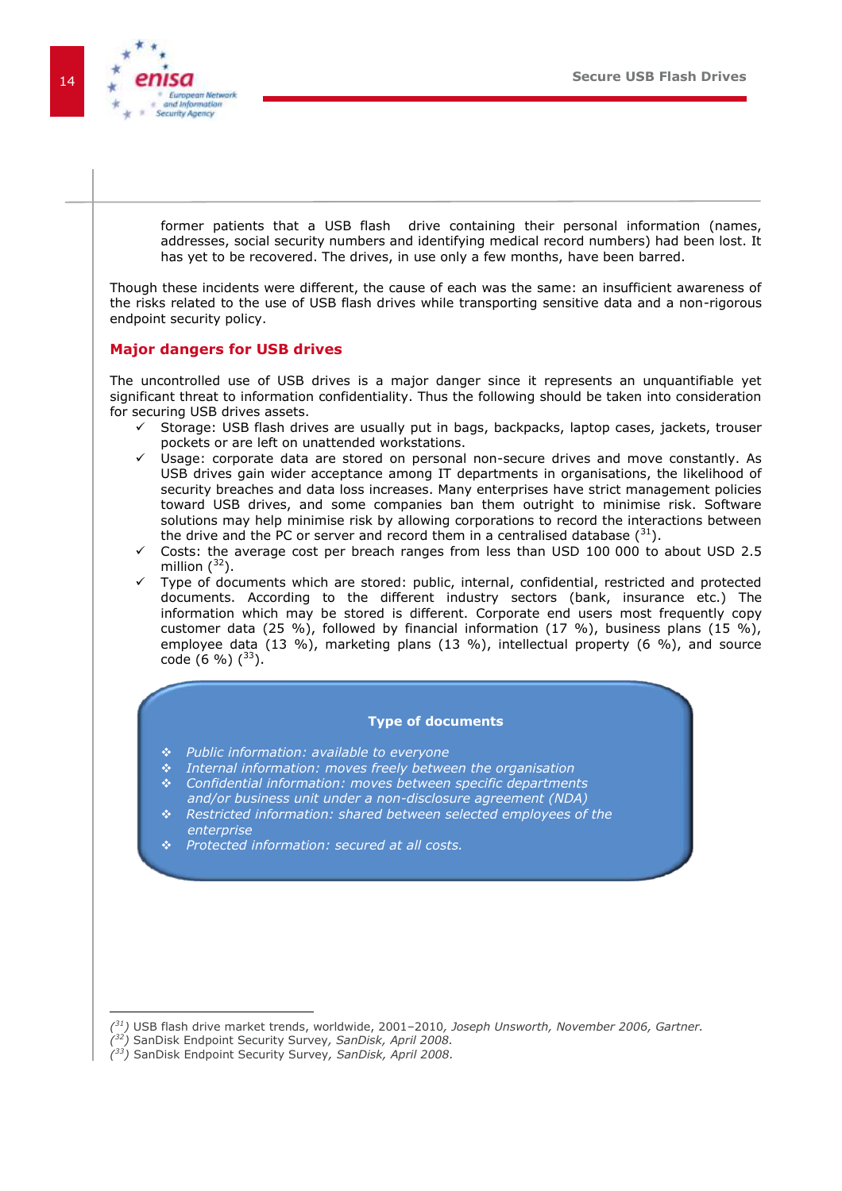former patients that a USB flash drive containing their personal information (names, addresses, social security numbers and identifying medical record numbers) had been lost. It has yet to be recovered. The drives, in use only a few months, have been barred.

Though these incidents were different, the cause of each was the same: an insufficient awareness of the risks related to the use of USB flash drives while transporting sensitive data and a non-rigorous endpoint security policy.

## Major dangers for USB drives

The uncontrolled use of USB drives is a major danger since it represents an unquantifiable yet significant threat to information confidentiality. Thus the following should be taken into consideration for securing USB drives assets.

- ✓ Storage: USB flash drives are usually put in bags, backpacks, laptop cases, jackets, trouser pockets or are left on unattended workstations.
- ✓ Usage: corporate data are stored on personal non-secure drives and move constantly. As USB drives gain wider acceptance among IT departments in organisations, the likelihood of security breaches and data loss increases. Many enterprises have strict management policies toward USB drives, and some companies ban them outright to minimise risk. Software solutions may help minimise risk by allowing corporations to record the interactions between the drive and the PC or server and record them in a centralised database ([31]).
- ✓ Costs: the average cost per breach ranges from less than USD 100 000 to about USD 2.5 million ([32]).
- ✓ Type of documents which are stored: public, internal, confidential, restricted and protected documents. According to the different industry sectors (bank, insurance etc.) The information which may be stored is different. Corporate end users most frequently copy customer data (25 %), followed by financial information (17 %), business plans (15 %), employee data (13 %), marketing plans (13 %), intellectual property (6 %), and source code (6 %) ([33]).

**Type of documents**

- *Public information: available to everyone*
- *Internal information: moves freely between the organisation*
- *Confidential information: moves between specific departments and/or business unit under a non-disclosure agreement (NDA)*
- *Restricted information: shared between selected employees of the enterprise*
- *Protected information: secured at all costs.*

---

([31]) USB flash drive market trends, worldwide, 2001–2010, *Joseph Unsworth, November 2006, Gartner.*
([32]) SanDisk Endpoint Security Survey, *SanDisk, April 2008.*
([33]) SanDisk Endpoint Security Survey, *SanDisk, April 2008.*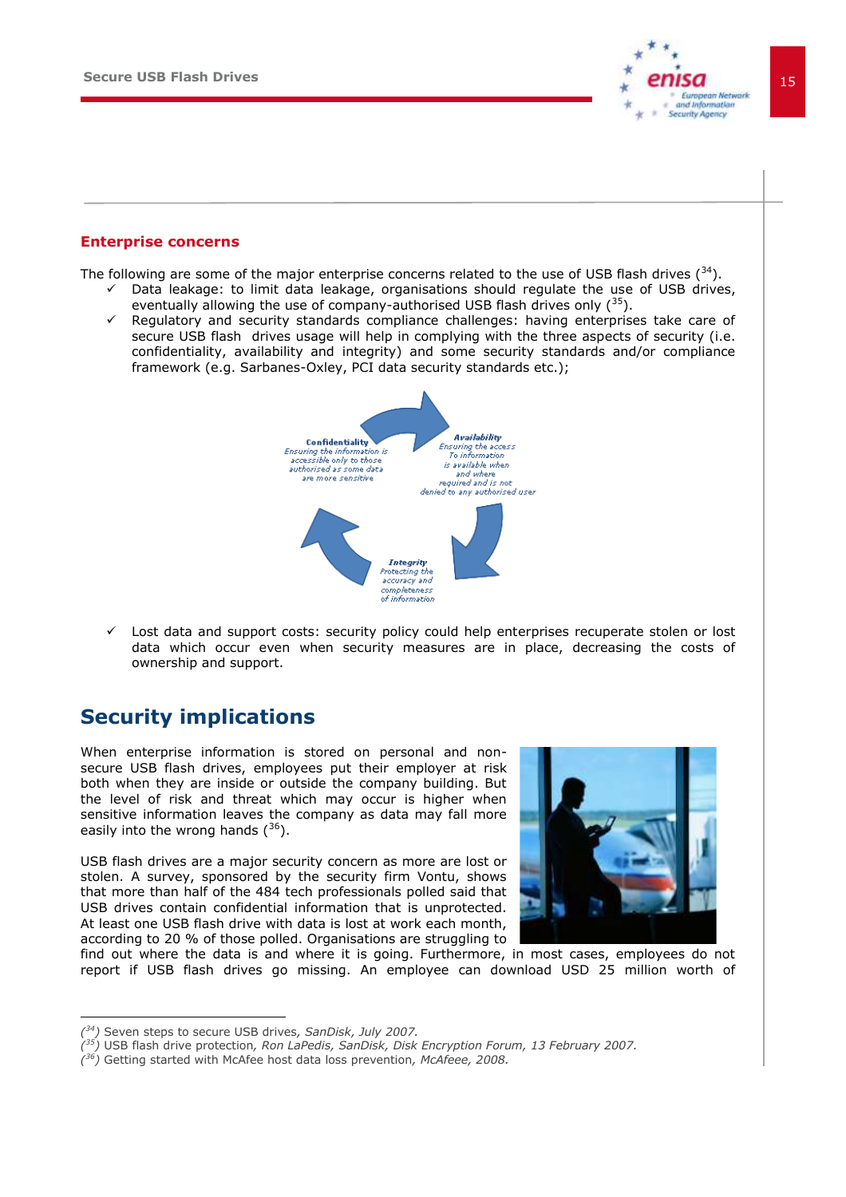### Enterprise concerns

The following are some of the major enterprise concerns related to the use of USB flash drives ([34]).

- ✓ Data leakage: to limit data leakage, organisations should regulate the use of USB drives, eventually allowing the use of company-authorised USB flash drives only ([35]).
- ✓ Regulatory and security standards compliance challenges: having enterprises take care of secure USB flash drives usage will help in complying with the three aspects of security (i.e. confidentiality, availability and integrity) and some security standards and/or compliance framework (e.g. Sarbanes-Oxley, PCI data security standards etc.);

**Confidentiality**
*Ensuring the information is accessible only to those authorised as some data are more sensitive*

**Availability**
*Ensuring the access To information is available when and where required and is not denied to any authorised user*

**Integrity**
*Protecting the accuracy and completeness of information*

- ✓ Lost data and support costs: security policy could help enterprises recuperate stolen or lost data which occur even when security measures are in place, decreasing the costs of ownership and support.

## Security implications

When enterprise information is stored on personal and non-secure USB flash drives, employees put their employer at risk both when they are inside or outside the company building. But the level of risk and threat which may occur is higher when sensitive information leaves the company as data may fall more easily into the wrong hands ([36]).

USB flash drives are a major security concern as more are lost or stolen. A survey, sponsored by the security firm Vontu, shows that more than half of the 484 tech professionals polled said that USB drives contain confidential information that is unprotected. At least one USB flash drive with data is lost at work each month, according to 20 % of those polled. Organisations are struggling to find out where the data is and where it is going. Furthermore, in most cases, employees do not report if USB flash drives go missing. An employee can download USD 25 million worth of

---

([34]) Seven steps to secure USB drives, *SanDisk, July 2007.*
([35]) USB flash drive protection, *Ron LaPedis, SanDisk, Disk Encryption Forum, 13 February 2007.*
([36]) Getting started with McAfee host data loss prevention, *McAfee, 2008.*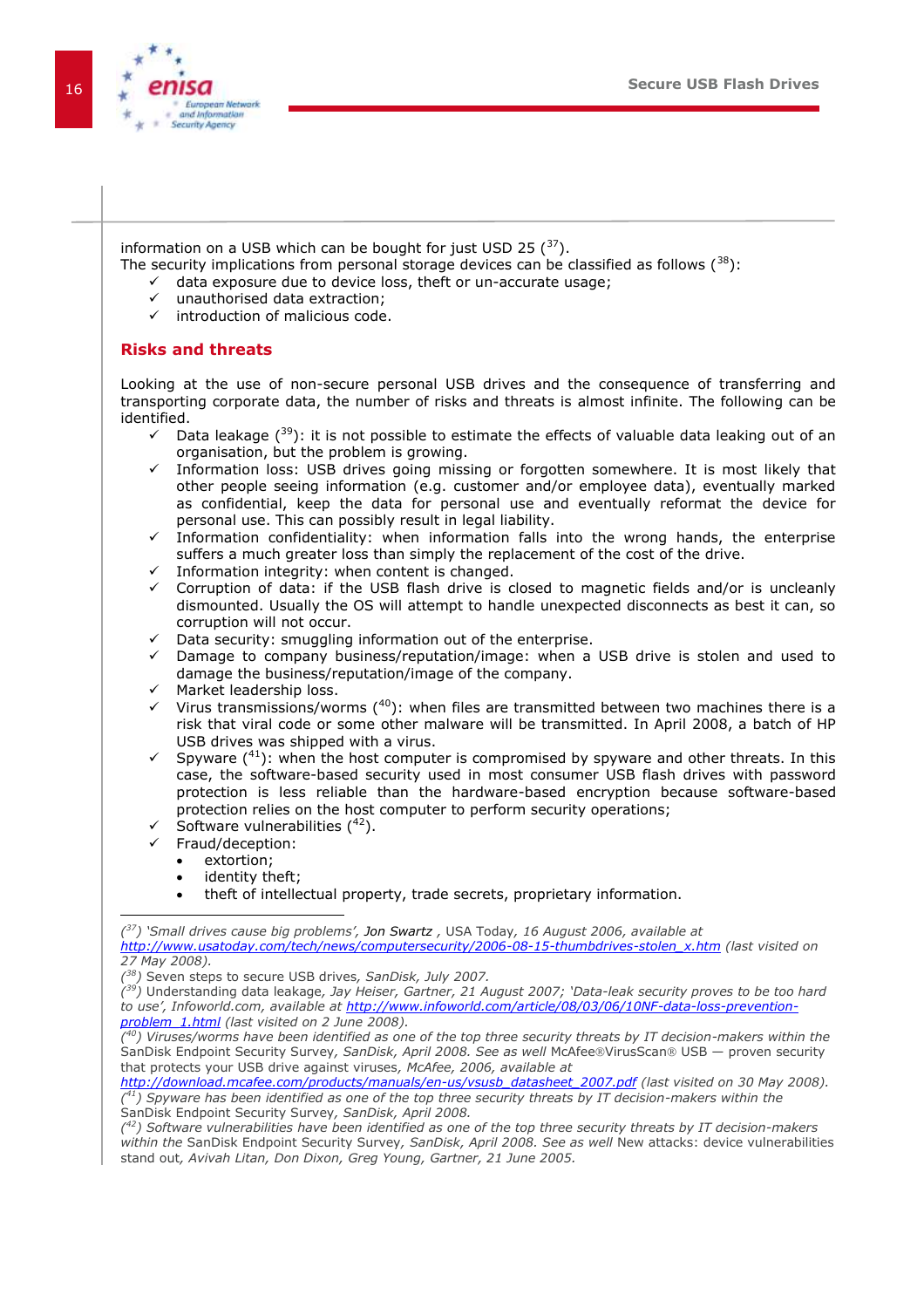information on a USB which can be bought for just USD 25 ([37]).
The security implications from personal storage devices can be classified as follows ([38]):

- ✓ data exposure due to device loss, theft or un-accurate usage;
- ✓ unauthorised data extraction;
- ✓ introduction of malicious code.

## Risks and threats

Looking at the use of non-secure personal USB drives and the consequence of transferring and transporting corporate data, the number of risks and threats is almost infinite. The following can be identified.

- ✓ Data leakage ([39]): it is not possible to estimate the effects of valuable data leaking out of an organisation, but the problem is growing.
- ✓ Information loss: USB drives going missing or forgotten somewhere. It is most likely that other people seeing information (e.g. customer and/or employee data), eventually marked as confidential, keep the data for personal use and eventually reformat the device for personal use. This can possibly result in legal liability.
- ✓ Information confidentiality: when information falls into the wrong hands, the enterprise suffers a much greater loss than simply the replacement of the cost of the drive.
- ✓ Information integrity: when content is changed.
- ✓ Corruption of data: if the USB flash drive is closed to magnetic fields and/or is uncleanly dismounted. Usually the OS will attempt to handle unexpected disconnects as best it can, so corruption will not occur.
- ✓ Data security: smuggling information out of the enterprise.
- ✓ Damage to company business/reputation/image: when a USB drive is stolen and used to damage the business/reputation/image of the company.
- ✓ Market leadership loss.
- ✓ Virus transmissions/worms ([40]): when files are transmitted between two machines there is a risk that viral code or some other malware will be transmitted. In April 2008, a batch of HP USB drives was shipped with a virus.
- ✓ Spyware ([41]): when the host computer is compromised by spyware and other threats. In this case, the software-based security used in most consumer USB flash drives with password protection is less reliable than the hardware-based encryption because software-based protection relies on the host computer to perform security operations;
- ✓ Software vulnerabilities ([42]).
- ✓ Fraud/deception:
  - extortion;
  - identity theft;
  - theft of intellectual property, trade secrets, proprietary information.

---

([37]) *'Small drives cause big problems', Jon Swartz , USA Today, 16 August 2006, available at* *http://www.usatoday.com/tech/news/computersecurity/2006-08-15-thumbdrives-stolen_x.htm* *(last visited on 27 May 2008).*

([38]) Seven steps to secure USB drives*, SanDisk, July 2007.*

([39]) Understanding data leakage*, Jay Heiser, Gartner, 21 August 2007; 'Data-leak security proves to be too hard to use', Infoworld.com, available at* *http://www.infoworld.com/article/08/03/06/10NF-data-loss-prevention-problem_1.html* *(last visited on 2 June 2008).*

([40]) *Viruses/worms have been identified as one of the top three security threats by IT decision-makers within the* SanDisk Endpoint Security Survey*, SanDisk, April 2008. See as well* McAfee®VirusScan® USB — proven security that protects your USB drive against viruses*, McAfee, 2006, available at* *http://download.mcafee.com/products/manuals/en-us/vsusb_datasheet_2007.pdf* *(last visited on 30 May 2008).*

([41]) *Spyware has been identified as one of the top three security threats by IT decision-makers within the* SanDisk Endpoint Security Survey*, SanDisk, April 2008.*

([42]) *Software vulnerabilities have been identified as one of the top three security threats by IT decision-makers within the* SanDisk Endpoint Security Survey*, SanDisk, April 2008. See as well* New attacks: device vulnerabilities stand out*, Avivah Litan, Don Dixon, Greg Young, Gartner, 21 June 2005.*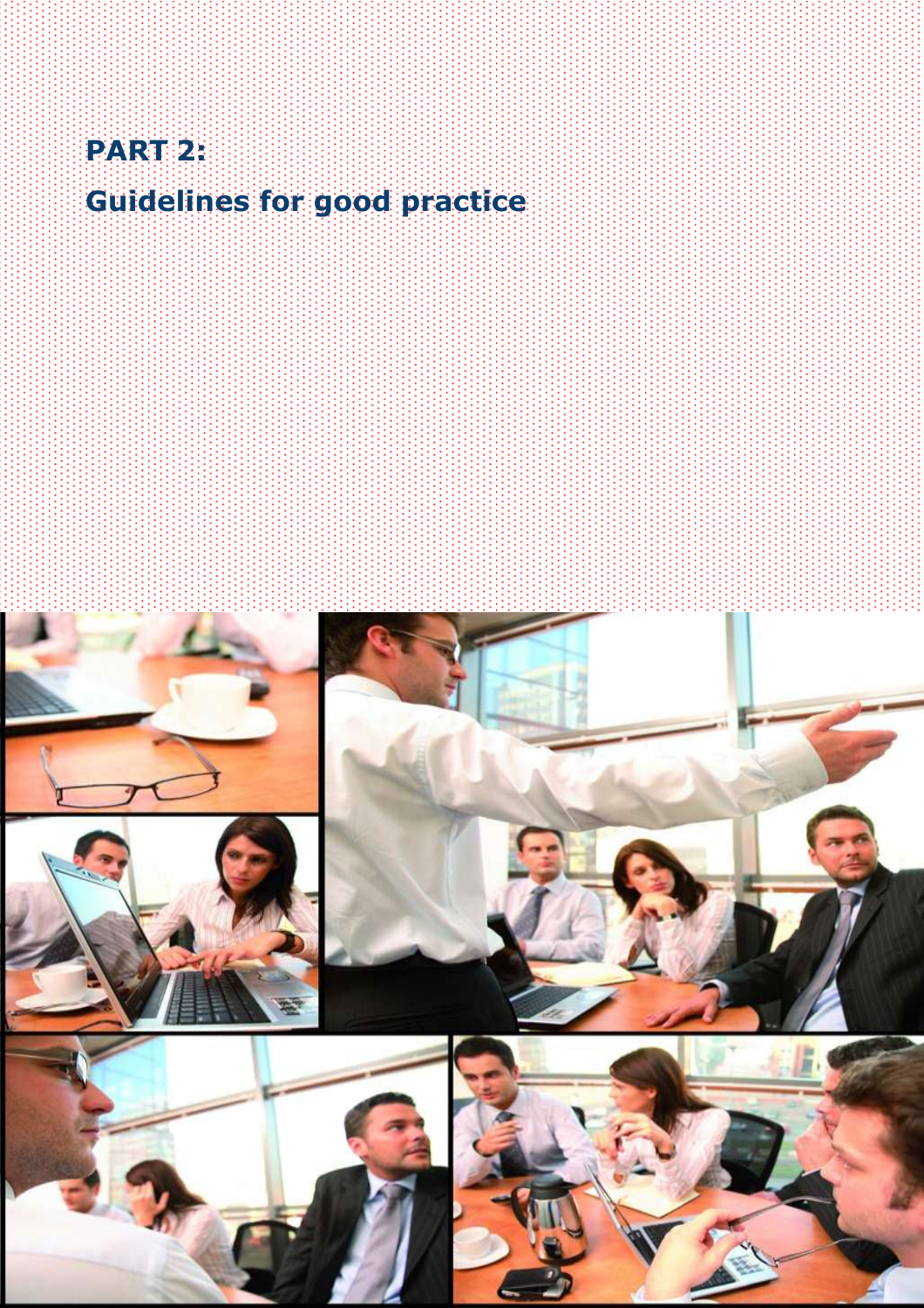# PART 2:

## Guidelines for good practice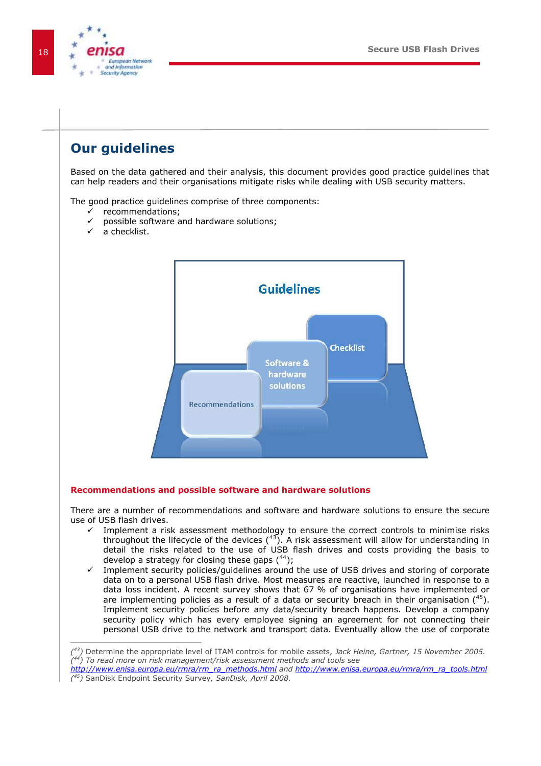# Our guidelines

Based on the data gathered and their analysis, this document provides good practice guidelines that can help readers and their organisations mitigate risks while dealing with USB security matters.

The good practice guidelines comprise of three components:

- ✓ recommendations;
- ✓ possible software and hardware solutions;
- ✓ a checklist.

Guidelines

Recommendations — Software & hardware solutions — Checklist

**Recommendations and possible software and hardware solutions**

There are a number of recommendations and software and hardware solutions to ensure the secure use of USB flash drives.

- ✓ Implement a risk assessment methodology to ensure the correct controls to minimise risks throughout the lifecycle of the devices ([43]). A risk assessment will allow for understanding in detail the risks related to the use of USB flash drives and costs providing the basis to develop a strategy for closing these gaps ([44]);
- ✓ Implement security policies/guidelines around the use of USB drives and storing of corporate data on to a personal USB flash drive. Most measures are reactive, launched in response to a data loss incident. A recent survey shows that 67 % of organisations have implemented or are implementing policies as a result of a data or security breach in their organisation ([45]). Implement security policies before any data/security breach happens. Develop a company security policy which has every employee signing an agreement for not connecting their personal USB drive to the network and transport data. Eventually allow the use of corporate

---

([43]) Determine the appropriate level of ITAM controls for mobile assets, *Jack Heine, Gartner, 15 November 2005.*
*([44]) To read more on risk management/risk assessment methods and tools see* *http://www.enisa.europa.eu/rmra/rm_ra_methods.html and http://www.enisa.europa.eu/rmra/rm_ra_tools.html*
*([45])* SanDisk Endpoint Security Survey, *SanDisk, April 2008.*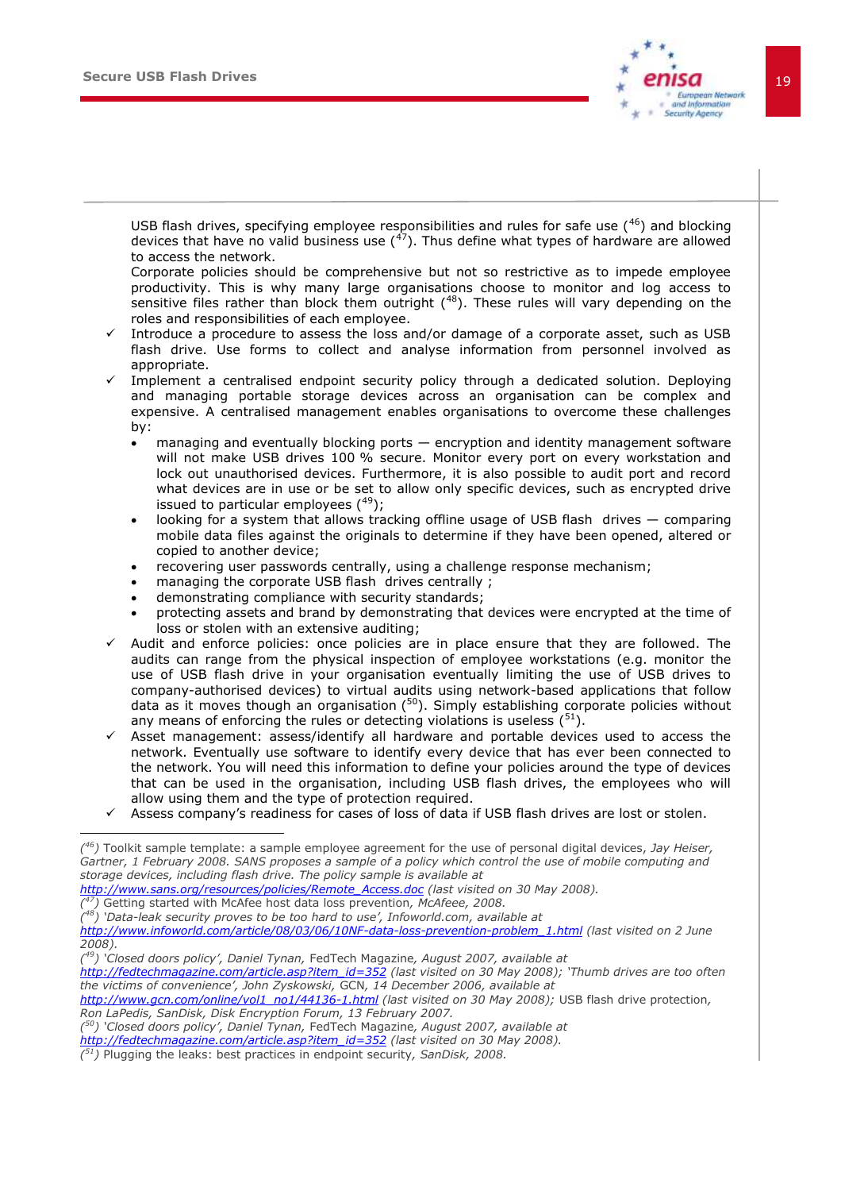USB flash drives, specifying employee responsibilities and rules for safe use ([46]) and blocking devices that have no valid business use ([47]). Thus define what types of hardware are allowed to access the network.
Corporate policies should be comprehensive but not so restrictive as to impede employee productivity. This is why many large organisations choose to monitor and log access to sensitive files rather than block them outright ([48]). These rules will vary depending on the roles and responsibilities of each employee.

- ✓ Introduce a procedure to assess the loss and/or damage of a corporate asset, such as USB flash drive. Use forms to collect and analyse information from personnel involved as appropriate.
- ✓ Implement a centralised endpoint security policy through a dedicated solution. Deploying and managing portable storage devices across an organisation can be complex and expensive. A centralised management enables organisations to overcome these challenges by:
  - managing and eventually blocking ports — encryption and identity management software will not make USB drives 100 % secure. Monitor every port on every workstation and lock out unauthorised devices. Furthermore, it is also possible to audit port and record what devices are in use or be set to allow only specific devices, such as encrypted drive issued to particular employees ([49]);
  - looking for a system that allows tracking offline usage of USB flash drives — comparing mobile data files against the originals to determine if they have been opened, altered or copied to another device;
  - recovering user passwords centrally, using a challenge response mechanism;
  - managing the corporate USB flash drives centrally ;
  - demonstrating compliance with security standards;
  - protecting assets and brand by demonstrating that devices were encrypted at the time of loss or stolen with an extensive auditing;
- ✓ Audit and enforce policies: once policies are in place ensure that they are followed. The audits can range from the physical inspection of employee workstations (e.g. monitor the use of USB flash drive in your organisation eventually limiting the use of USB drives to company-authorised devices) to virtual audits using network-based applications that follow data as it moves though an organisation ([50]). Simply establishing corporate policies without any means of enforcing the rules or detecting violations is useless ([51]).
- ✓ Asset management: assess/identify all hardware and portable devices used to access the network. Eventually use software to identify every device that has ever been connected to the network. You will need this information to define your policies around the type of devices that can be used in the organisation, including USB flash drives, the employees who will allow using them and the type of protection required.
- ✓ Assess company's readiness for cases of loss of data if USB flash drives are lost or stolen.

---

([46]) Toolkit sample template: a sample employee agreement for the use of personal digital devices, *Jay Heiser, Gartner, 1 February 2008. SANS proposes a sample of a policy which control the use of mobile computing and storage devices, including flash drive. The policy sample is available at* *http://www.sans.org/resources/policies/Remote_Access.doc* *(last visited on 30 May 2008).*

([47]) Getting started with McAfee host data loss prevention, *McAfeee, 2008.*

([48]) 'Data-leak security proves to be too hard to use', *Infoworld.com, available at* *http://www.infoworld.com/article/08/03/06/10NF-data-loss-prevention-problem_1.html* *(last visited on 2 June 2008).*

([49]) *'Closed doors policy', Daniel Tynan,* FedTech Magazine, *August 2007, available at* *http://fedtechmagazine.com/article.asp?item_id=352* *(last visited on 30 May 2008); 'Thumb drives are too often the victims of convenience', John Zyskowski,* GCN, *14 December 2006, available at* *http://www.gcn.com/online/vol1_no1/44136-1.html* *(last visited on 30 May 2008);* USB flash drive protection, *Ron LaPedis, SanDisk, Disk Encryption Forum, 13 February 2007.*

([50]) *'Closed doors policy', Daniel Tynan,* FedTech Magazine, *August 2007, available at* *http://fedtechmagazine.com/article.asp?item_id=352* *(last visited on 30 May 2008).*

([51]) Plugging the leaks: best practices in endpoint security, *SanDisk, 2008.*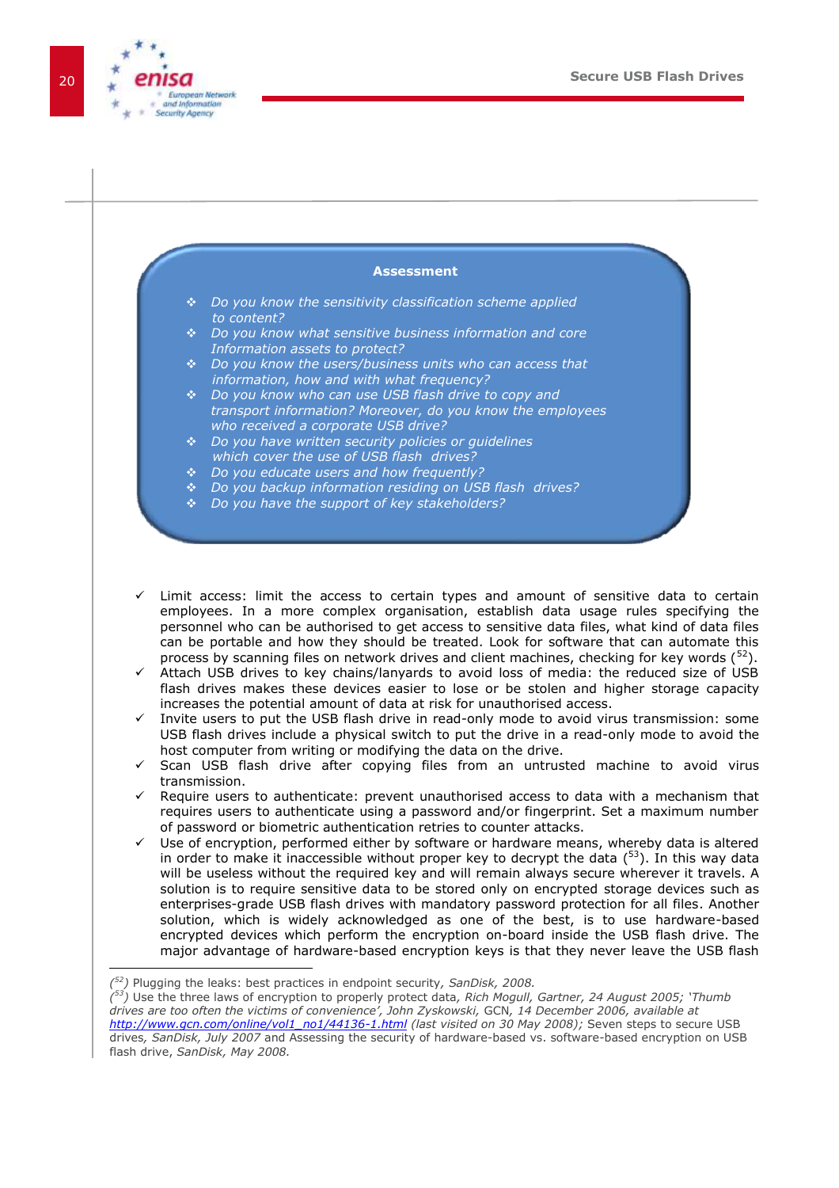**Assessment**

- *Do you know the sensitivity classification scheme applied to content?*
- *Do you know what sensitive business information and core Information assets to protect?*
- *Do you know the users/business units who can access that information, how and with what frequency?*
- *Do you know who can use USB flash drive to copy and transport information? Moreover, do you know the employees who received a corporate USB drive?*
- *Do you have written security policies or guidelines which cover the use of USB flash drives?*
- *Do you educate users and how frequently?*
- *Do you backup information residing on USB flash drives?*
- *Do you have the support of key stakeholders?*

- ✓ Limit access: limit the access to certain types and amount of sensitive data to certain employees. In a more complex organisation, establish data usage rules specifying the personnel who can be authorised to get access to sensitive data files, what kind of data files can be portable and how they should be treated. Look for software that can automate this process by scanning files on network drives and client machines, checking for key words ([52]).
- ✓ Attach USB drives to key chains/lanyards to avoid loss of media: the reduced size of USB flash drives makes these devices easier to lose or be stolen and higher storage capacity increases the potential amount of data at risk for unauthorised access.
- ✓ Invite users to put the USB flash drive in read-only mode to avoid virus transmission: some USB flash drives include a physical switch to put the drive in a read-only mode to avoid the host computer from writing or modifying the data on the drive.
- ✓ Scan USB flash drive after copying files from an untrusted machine to avoid virus transmission.
- ✓ Require users to authenticate: prevent unauthorised access to data with a mechanism that requires users to authenticate using a password and/or fingerprint. Set a maximum number of password or biometric authentication retries to counter attacks.
- ✓ Use of encryption, performed either by software or hardware means, whereby data is altered in order to make it inaccessible without proper key to decrypt the data ([53]). In this way data will be useless without the required key and will remain always secure wherever it travels. A solution is to require sensitive data to be stored only on encrypted storage devices such as enterprises-grade USB flash drives with mandatory password protection for all files. Another solution, which is widely acknowledged as one of the best, is to use hardware-based encrypted devices which perform the encryption on-board inside the USB flash drive. The major advantage of hardware-based encryption keys is that they never leave the USB flash

---

([52]) Plugging the leaks: best practices in endpoint security, *SanDisk, 2008.*

([53]) Use the three laws of encryption to properly protect data, *Rich Mogull, Gartner, 24 August 2005; 'Thumb drives are too often the victims of convenience', John Zyskowski, GCN, 14 December 2006, available at http://www.gcn.com/online/vol1_no1/44136-1.html (last visited on 30 May 2008);* Seven steps to secure USB drives, *SanDisk, July 2007* and Assessing the security of hardware-based vs. software-based encryption on USB flash drive, *SanDisk, May 2008.*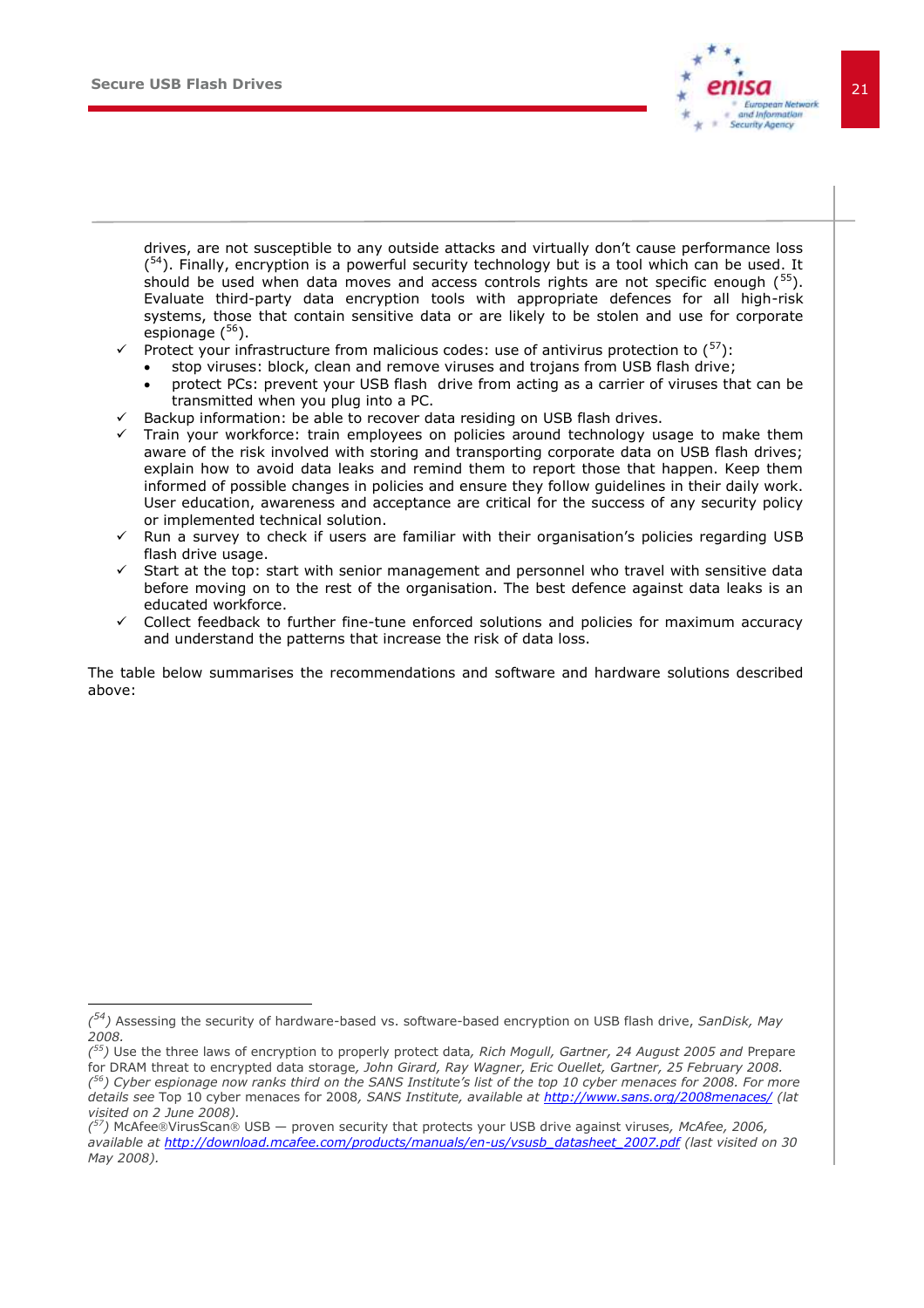drives, are not susceptible to any outside attacks and virtually don't cause performance loss ([54]). Finally, encryption is a powerful security technology but is a tool which can be used. It should be used when data moves and access controls rights are not specific enough ([55]). Evaluate third-party data encryption tools with appropriate defences for all high-risk systems, those that contain sensitive data or are likely to be stolen and use for corporate espionage ([56]).

- ✓ Protect your infrastructure from malicious codes: use of antivirus protection to ([57]):
  - stop viruses: block, clean and remove viruses and trojans from USB flash drive;
  - protect PCs: prevent your USB flash drive from acting as a carrier of viruses that can be transmitted when you plug into a PC.
- ✓ Backup information: be able to recover data residing on USB flash drives.
- ✓ Train your workforce: train employees on policies around technology usage to make them aware of the risk involved with storing and transporting corporate data on USB flash drives; explain how to avoid data leaks and remind them to report those that happen. Keep them informed of possible changes in policies and ensure they follow guidelines in their daily work. User education, awareness and acceptance are critical for the success of any security policy or implemented technical solution.
- ✓ Run a survey to check if users are familiar with their organisation's policies regarding USB flash drive usage.
- ✓ Start at the top: start with senior management and personnel who travel with sensitive data before moving on to the rest of the organisation. The best defence against data leaks is an educated workforce.
- ✓ Collect feedback to further fine-tune enforced solutions and policies for maximum accuracy and understand the patterns that increase the risk of data loss.

The table below summarises the recommendations and software and hardware solutions described above:

---

([54]) Assessing the security of hardware-based vs. software-based encryption on USB flash drive, *SanDisk, May 2008.*

([55]) Use the three laws of encryption to properly protect data*, Rich Mogull, Gartner, 24 August 2005 and* Prepare for DRAM threat to encrypted data storage*, John Girard, Ray Wagner, Eric Ouellet, Gartner, 25 February 2008.*

([56]) *Cyber espionage now ranks third on the SANS Institute's list of the top 10 cyber menaces for 2008. For more details see* Top 10 cyber menaces for 2008*, SANS Institute, available at* *http://www.sans.org/2008menaces/* *(last visited on 2 June 2008).*

([57]) McAfee®VirusScan® USB — proven security that protects your USB drive against viruses*, McAfee, 2006, available at* *http://download.mcafee.com/products/manuals/en-us/vsusb_datasheet_2007.pdf* *(last visited on 30 May 2008).*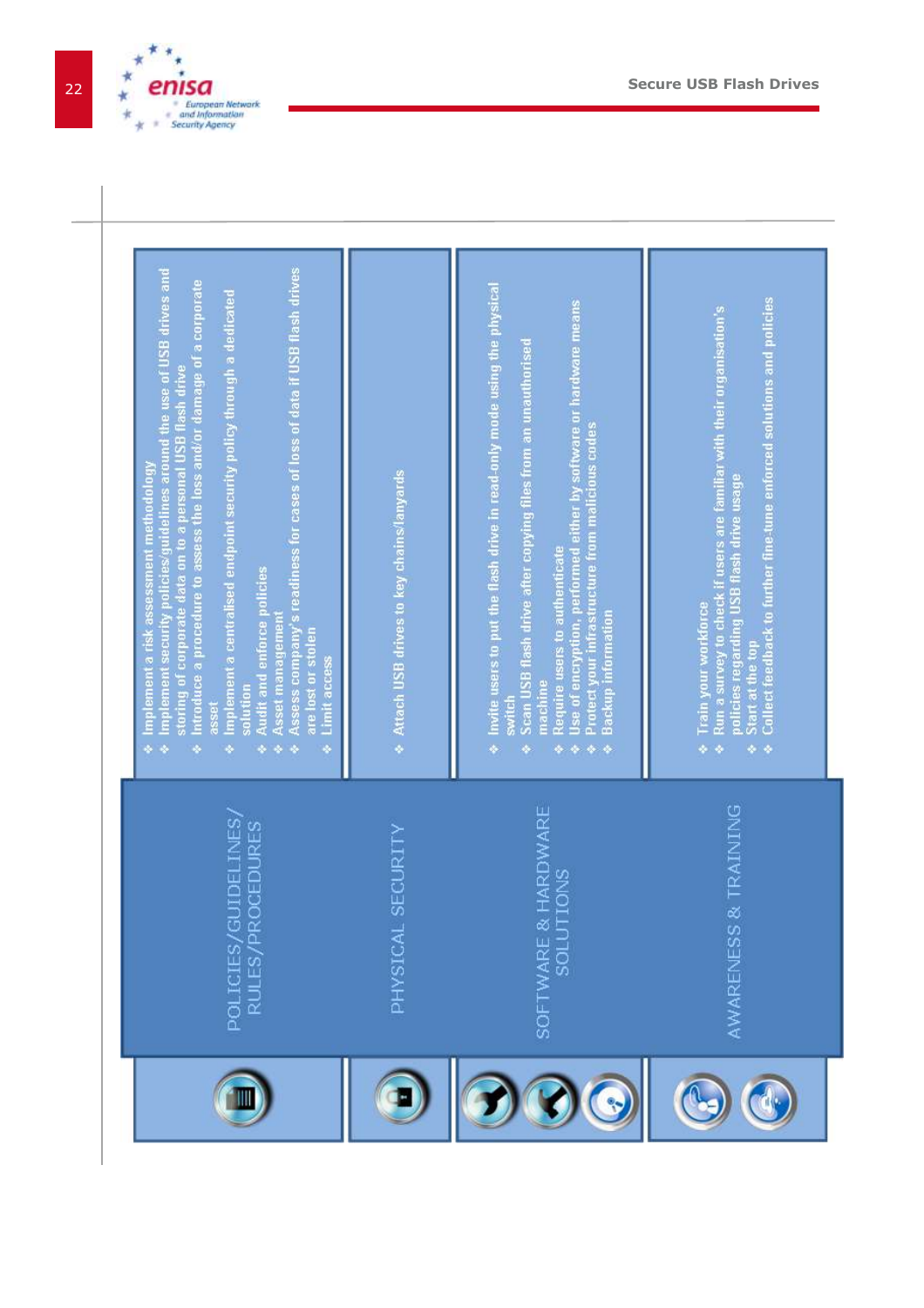| Category | Measures |
| --- | --- |
| POLICIES/GUIDELINES/ RULES/PROCEDURES | ❖ Implement a risk assessment methodology<br>❖ Implement security policies/guidelines around the use of USB drives and storing of corporate data on to a personal USB flash drive<br>❖ Introduce a procedure to assess the loss and/or damage of a corporate asset<br>❖ Implement a centralised endpoint security policy through a dedicated solution<br>❖ Audit and enforce policies<br>❖ Asset management<br>❖ Assess company's readiness for cases of loss of data if USB flash drives are lost or stolen<br>❖ Limit access |
| PHYSICAL SECURITY | ❖ Attach USB drives to key chains/lanyards |
| SOFTWARE & HARDWARE SOLUTIONS | ❖ Invite users to put the flash drive in read-only mode using the physical switch<br>❖ Scan USB flash drive after copying files from an unauthorised machine<br>❖ Require users to authenticate<br>❖ Use of encryption, performed either by software or hardware means<br>❖ Protect your infrastructure from malicious codes<br>❖ Backup information |
| AWARENESS & TRAINING | ❖ Train your workforce<br>❖ Run a survey to check if users are familiar with their organisation's policies regarding USB flash drive usage<br>❖ Start at the top<br>❖ Collect feedback to further fine-tune enforced solutions and policies |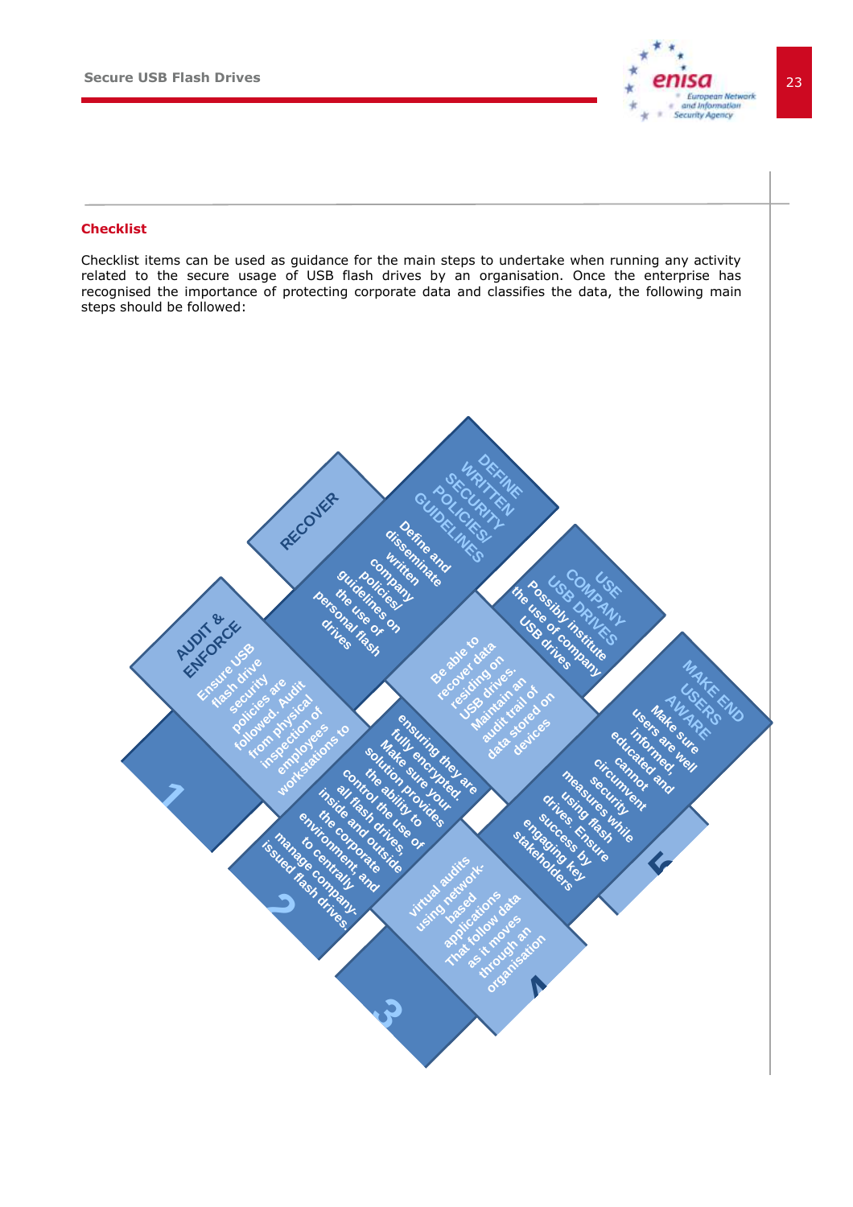## Checklist

Checklist items can be used as guidance for the main steps to undertake when running any activity related to the secure usage of USB flash drives by an organisation. Once the enterprise has recognised the importance of protecting corporate data and classifies the data, the following main steps should be followed:

**DEFINE WRITTEN SECURITY POLICIES/ GUIDELINES**
Define and disseminate written company policies/ guidelines on the use of personal flash drives

**USE COMPANY USB DRIVES**
Possibly institute the use of company USB drives ensuring they are fully encrypted. Make sure your solution provides the ability to control the use of all flash drives, inside and outside the corporate environment, and to centrally manage company-issued flash drives.

**MAKE END USERS AWARE**
Make sure users are well informed, educated and cannot circumvent security measures while using flash drives. Ensure success by engaging key stakeholders

**RECOVER**
Be able to recover data residing on USB drives. Maintain an audit trail of data stored on devices

**AUDIT & ENFORCE**
Ensure USB flash drive security policies are followed. Audit from physical inspection of employees workstations to virtual audits using network-based applications That follow data as it moves through an organisation

1 2 3 4 5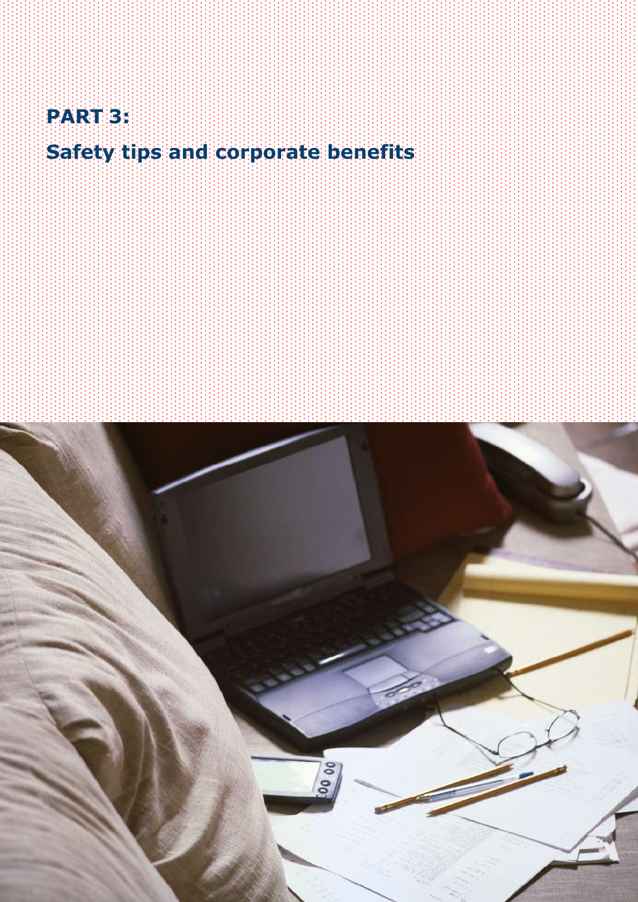# PART 3:

## Safety tips and corporate benefits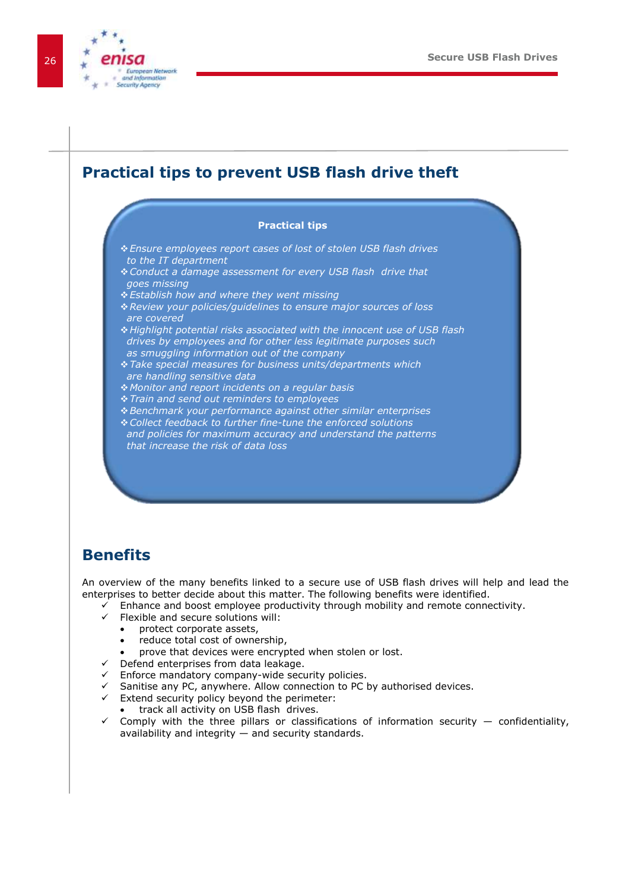## Practical tips to prevent USB flash drive theft

**Practical tips**

- *Ensure employees report cases of lost of stolen USB flash drives to the IT department*
- *Conduct a damage assessment for every USB flash drive that goes missing*
- *Establish how and where they went missing*
- *Review your policies/guidelines to ensure major sources of loss are covered*
- *Highlight potential risks associated with the innocent use of USB flash drives by employees and for other less legitimate purposes such as smuggling information out of the company*
- *Take special measures for business units/departments which are handling sensitive data*
- *Monitor and report incidents on a regular basis*
- *Train and send out reminders to employees*
- *Benchmark your performance against other similar enterprises*
- *Collect feedback to further fine-tune the enforced solutions and policies for maximum accuracy and understand the patterns that increase the risk of data loss*

## Benefits

An overview of the many benefits linked to a secure use of USB flash drives will help and lead the enterprises to better decide about this matter. The following benefits were identified.

- ✓ Enhance and boost employee productivity through mobility and remote connectivity.
- ✓ Flexible and secure solutions will:
  - protect corporate assets,
  - reduce total cost of ownership,
  - prove that devices were encrypted when stolen or lost.
- ✓ Defend enterprises from data leakage.
- ✓ Enforce mandatory company-wide security policies.
- ✓ Sanitise any PC, anywhere. Allow connection to PC by authorised devices.
- ✓ Extend security policy beyond the perimeter:
  - track all activity on USB flash drives.
- ✓ Comply with the three pillars or classifications of information security — confidentiality, availability and integrity — and security standards.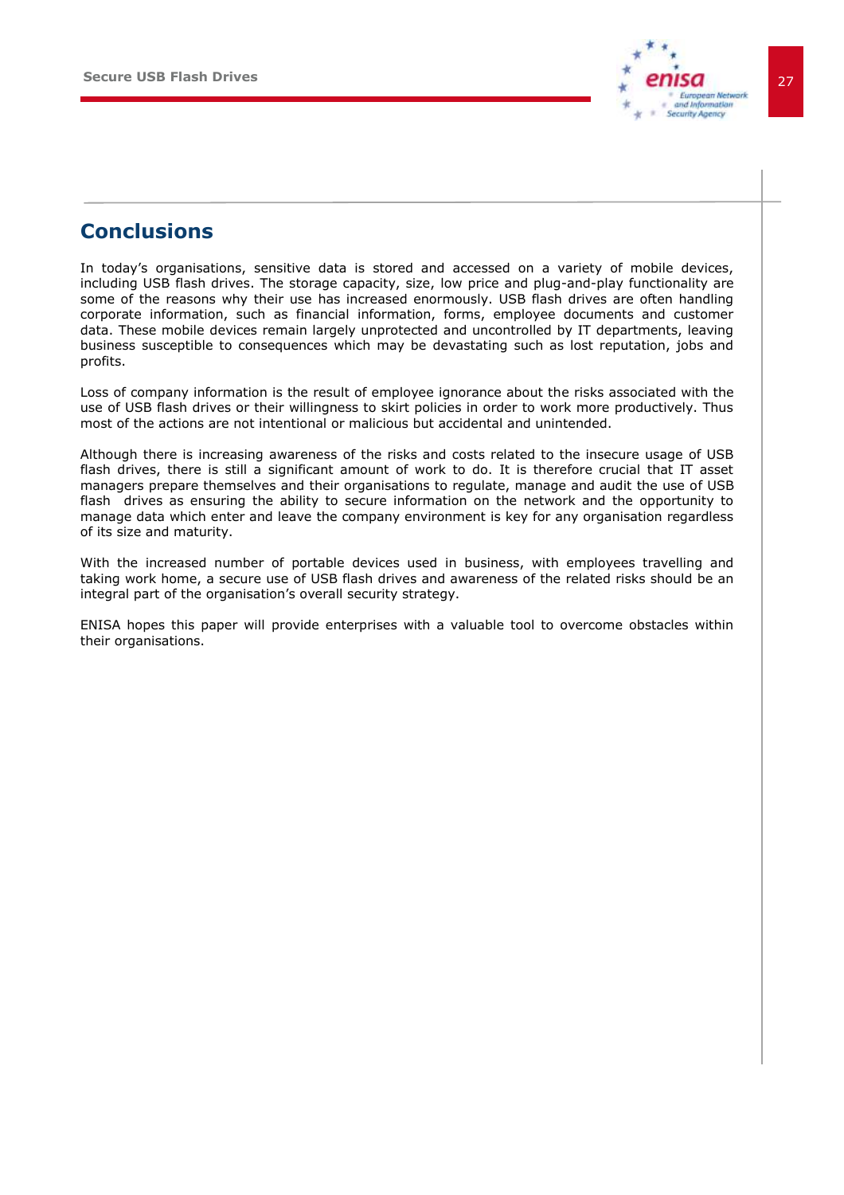# Conclusions

In today's organisations, sensitive data is stored and accessed on a variety of mobile devices, including USB flash drives. The storage capacity, size, low price and plug-and-play functionality are some of the reasons why their use has increased enormously. USB flash drives are often handling corporate information, such as financial information, forms, employee documents and customer data. These mobile devices remain largely unprotected and uncontrolled by IT departments, leaving business susceptible to consequences which may be devastating such as lost reputation, jobs and profits.

Loss of company information is the result of employee ignorance about the risks associated with the use of USB flash drives or their willingness to skirt policies in order to work more productively. Thus most of the actions are not intentional or malicious but accidental and unintended.

Although there is increasing awareness of the risks and costs related to the insecure usage of USB flash drives, there is still a significant amount of work to do. It is therefore crucial that IT asset managers prepare themselves and their organisations to regulate, manage and audit the use of USB flash drives as ensuring the ability to secure information on the network and the opportunity to manage data which enter and leave the company environment is key for any organisation regardless of its size and maturity.

With the increased number of portable devices used in business, with employees travelling and taking work home, a secure use of USB flash drives and awareness of the related risks should be an integral part of the organisation's overall security strategy.

ENISA hopes this paper will provide enterprises with a valuable tool to overcome obstacles within their organisations.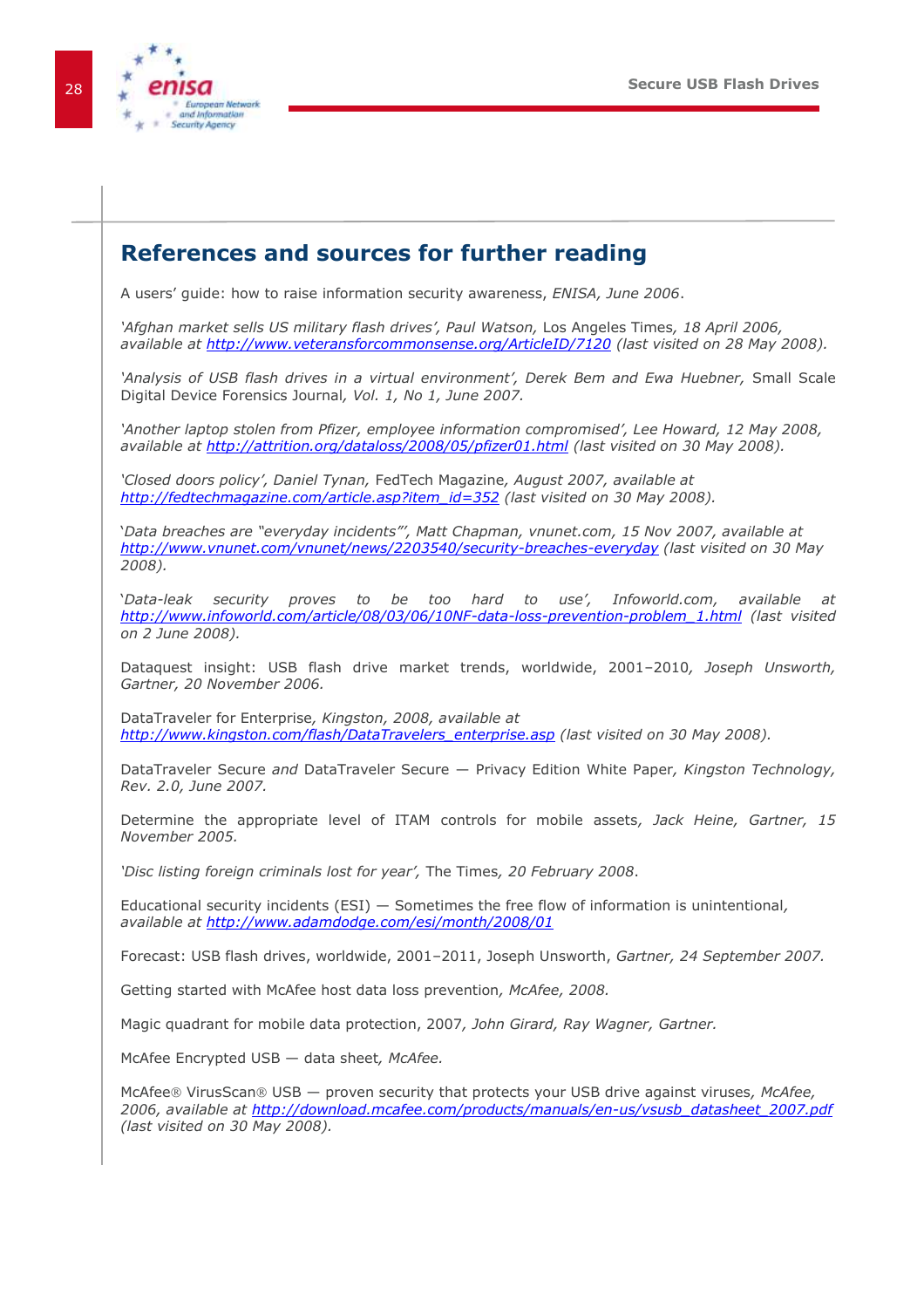## References and sources for further reading

A users' guide: how to raise information security awareness, *ENISA, June 2006*.

*'Afghan market sells US military flash drives', Paul Watson,* Los Angeles Times*, 18 April 2006, available at [http://www.veteransforcommonsense.org/ArticleID/7120](http://www.veteransforcommonsense.org/ArticleID/7120) (last visited on 28 May 2008).*

*'Analysis of USB flash drives in a virtual environment', Derek Bem and Ewa Huebner,* Small Scale Digital Device Forensics Journal*, Vol. 1, No 1, June 2007.*

*'Another laptop stolen from Pfizer, employee information compromised', Lee Howard, 12 May 2008, available at [http://attrition.org/dataloss/2008/05/pfizer01.html](http://attrition.org/dataloss/2008/05/pfizer01.html) (last visited on 30 May 2008).*

*'Closed doors policy', Daniel Tynan,* FedTech Magazine*, August 2007, available at [http://fedtechmagazine.com/article.asp?item_id=352](http://fedtechmagazine.com/article.asp?item_id=352) (last visited on 30 May 2008).*

*'Data breaches are "everyday incidents"', Matt Chapman, vnunet.com, 15 Nov 2007, available at [http://www.vnunet.com/vnunet/news/2203540/security-breaches-everyday](http://www.vnunet.com/vnunet/news/2203540/security-breaches-everyday) (last visited on 30 May 2008).*

*'Data-leak security proves to be too hard to use', Infoworld.com, available at [http://www.infoworld.com/article/08/03/06/10NF-data-loss-prevention-problem_1.html](http://www.infoworld.com/article/08/03/06/10NF-data-loss-prevention-problem_1.html) (last visited on 2 June 2008).*

Dataquest insight: USB flash drive market trends, worldwide, 2001–2010*, Joseph Unsworth, Gartner, 20 November 2006.*

DataTraveler for Enterprise*, Kingston, 2008, available at [http://www.kingston.com/flash/DataTravelers_enterprise.asp](http://www.kingston.com/flash/DataTravelers_enterprise.asp) (last visited on 30 May 2008).*

DataTraveler Secure *and* DataTraveler Secure — Privacy Edition White Paper*, Kingston Technology, Rev. 2.0, June 2007.*

Determine the appropriate level of ITAM controls for mobile assets*, Jack Heine, Gartner, 15 November 2005.*

*'Disc listing foreign criminals lost for year',* The Times*, 20 February 2008*.

Educational security incidents (ESI) — Sometimes the free flow of information is unintentional*, available at [http://www.adamdodge.com/esi/month/2008/01](http://www.adamdodge.com/esi/month/2008/01)*

Forecast: USB flash drives, worldwide, 2001–2011, Joseph Unsworth, *Gartner, 24 September 2007.*

Getting started with McAfee host data loss prevention*, McAfee, 2008.*

Magic quadrant for mobile data protection, 2007*, John Girard, Ray Wagner, Gartner.*

McAfee Encrypted USB — data sheet*, McAfee.*

McAfee® VirusScan® USB — proven security that protects your USB drive against viruses*, McAfee, 2006, available at [http://download.mcafee.com/products/manuals/en-us/vsusb_datasheet_2007.pdf](http://download.mcafee.com/products/manuals/en-us/vsusb_datasheet_2007.pdf) (last visited on 30 May 2008).*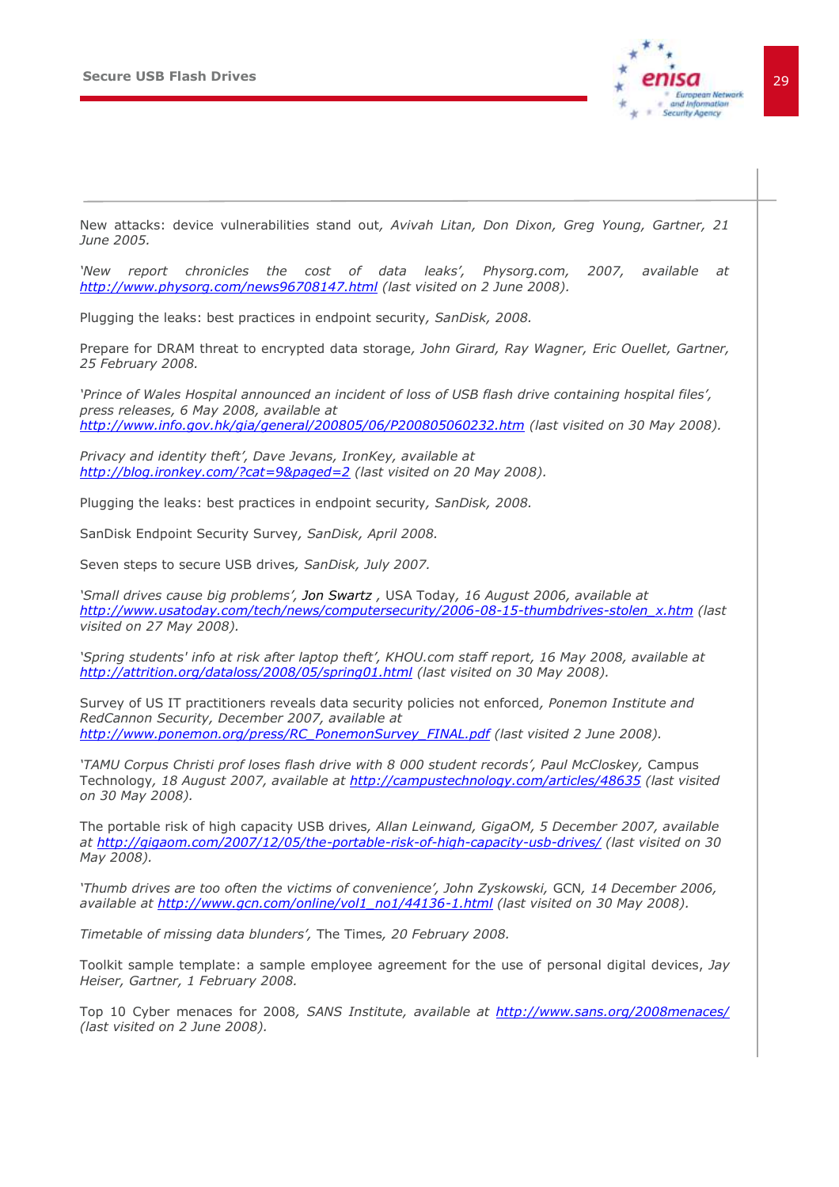New attacks: device vulnerabilities stand out, *Avivah Litan, Don Dixon, Greg Young, Gartner, 21 June 2005.*

*'New report chronicles the cost of data leaks', Physorg.com, 2007, available at [http://www.physorg.com/news96708147.html](http://www.physorg.com/news96708147.html) (last visited on 2 June 2008).*

Plugging the leaks: best practices in endpoint security, *SanDisk, 2008.*

Prepare for DRAM threat to encrypted data storage, *John Girard, Ray Wagner, Eric Ouellet, Gartner, 25 February 2008.*

*'Prince of Wales Hospital announced an incident of loss of USB flash drive containing hospital files', press releases, 6 May 2008, available at [http://www.info.gov.hk/gia/general/200805/06/P200805060232.htm](http://www.info.gov.hk/gia/general/200805/06/P200805060232.htm) (last visited on 30 May 2008).*

*Privacy and identity theft', Dave Jevans, IronKey, available at [http://blog.ironkey.com/?cat=9&paged=2](http://blog.ironkey.com/?cat=9&paged=2) (last visited on 20 May 2008).*

Plugging the leaks: best practices in endpoint security, *SanDisk, 2008.*

SanDisk Endpoint Security Survey, *SanDisk, April 2008.*

Seven steps to secure USB drives, *SanDisk, July 2007.*

*'Small drives cause big problems',* Jon Swartz *, USA Today, 16 August 2006, available at [http://www.usatoday.com/tech/news/computersecurity/2006-08-15-thumbdrives-stolen_x.htm](http://www.usatoday.com/tech/news/computersecurity/2006-08-15-thumbdrives-stolen_x.htm) (last visited on 27 May 2008).*

*'Spring students' info at risk after laptop theft', KHOU.com staff report, 16 May 2008, available at [http://attrition.org/dataloss/2008/05/spring01.html](http://attrition.org/dataloss/2008/05/spring01.html) (last visited on 30 May 2008).*

Survey of US IT practitioners reveals data security policies not enforced, *Ponemon Institute and RedCannon Security, December 2007, available at [http://www.ponemon.org/press/RC_PonemonSurvey_FINAL.pdf](http://www.ponemon.org/press/RC_PonemonSurvey_FINAL.pdf) (last visited 2 June 2008).*

*'TAMU Corpus Christi prof loses flash drive with 8 000 student records', Paul McCloskey,* Campus Technology, *18 August 2007, available at [http://campustechnology.com/articles/48635](http://campustechnology.com/articles/48635) (last visited on 30 May 2008).*

The portable risk of high capacity USB drives, *Allan Leinwand, GigaOM, 5 December 2007, available at [http://gigaom.com/2007/12/05/the-portable-risk-of-high-capacity-usb-drives/](http://gigaom.com/2007/12/05/the-portable-risk-of-high-capacity-usb-drives/) (last visited on 30 May 2008).*

*'Thumb drives are too often the victims of convenience', John Zyskowski,* GCN, *14 December 2006, available at [http://www.gcn.com/online/vol1_no1/44136-1.html](http://www.gcn.com/online/vol1_no1/44136-1.html) (last visited on 30 May 2008).*

*Timetable of missing data blunders',* The Times, *20 February 2008.*

Toolkit sample template: a sample employee agreement for the use of personal digital devices, *Jay Heiser, Gartner, 1 February 2008.*

Top 10 Cyber menaces for 2008, *SANS Institute, available at [http://www.sans.org/2008menaces/](http://www.sans.org/2008menaces/) (last visited on 2 June 2008).*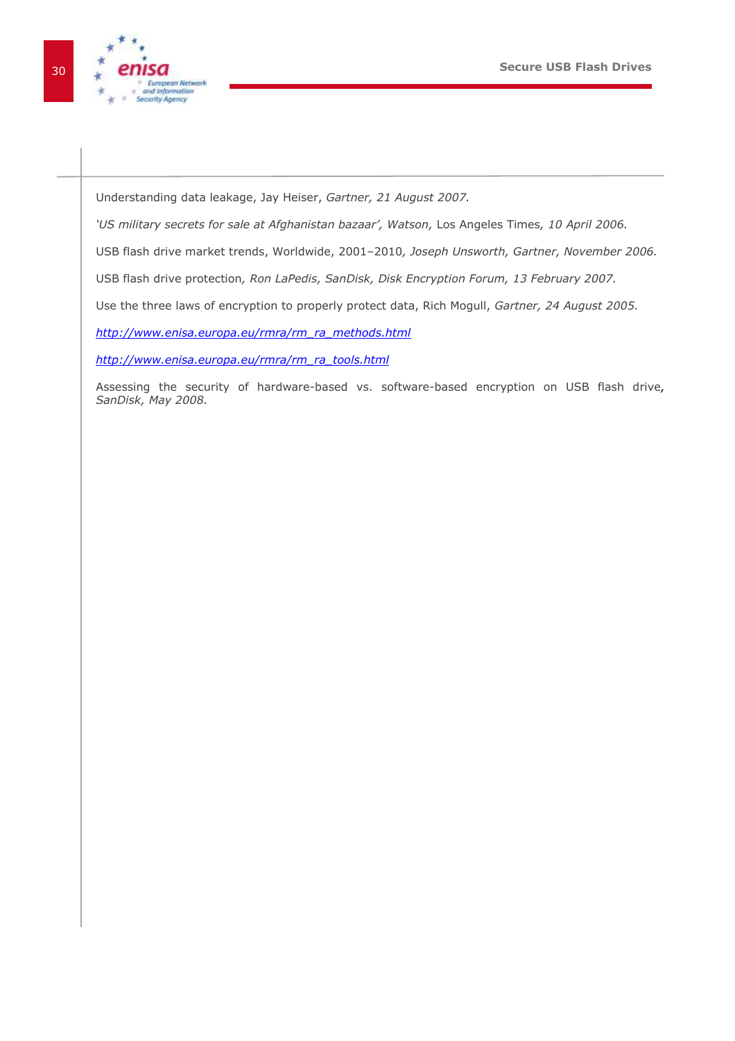Understanding data leakage, Jay Heiser, *Gartner, 21 August 2007.*

*'US military secrets for sale at Afghanistan bazaar', Watson,* Los Angeles Times*, 10 April 2006.*

USB flash drive market trends, Worldwide, 2001–2010*, Joseph Unsworth, Gartner, November 2006.*

USB flash drive protection*, Ron LaPedis, SanDisk, Disk Encryption Forum, 13 February 2007.*

Use the three laws of encryption to properly protect data, Rich Mogull, *Gartner, 24 August 2005.*

*http://www.enisa.europa.eu/rmra/rm_ra_methods.html*

*http://www.enisa.europa.eu/rmra/rm_ra_tools.html*

Assessing the security of hardware-based vs. software-based encryption on USB flash drive*, SanDisk, May 2008.*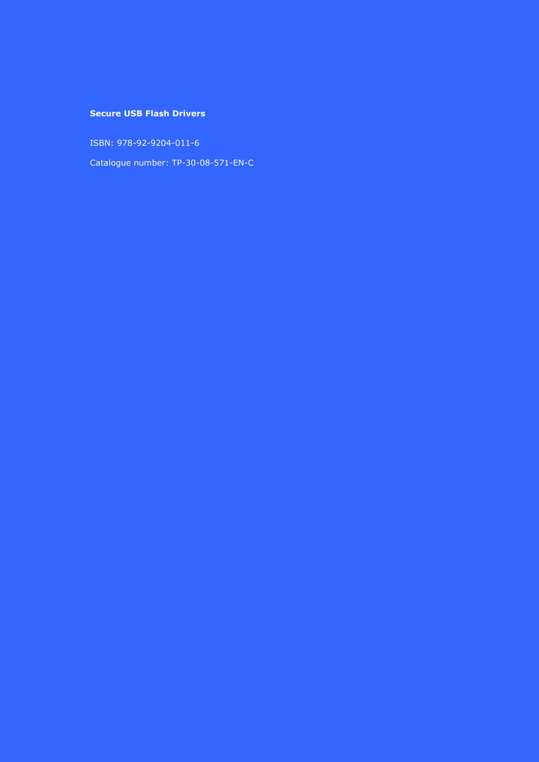**Secure USB Flash Drivers**

ISBN: 978-92-9204-011-6

Catalogue number: TP-30-08-571-EN-C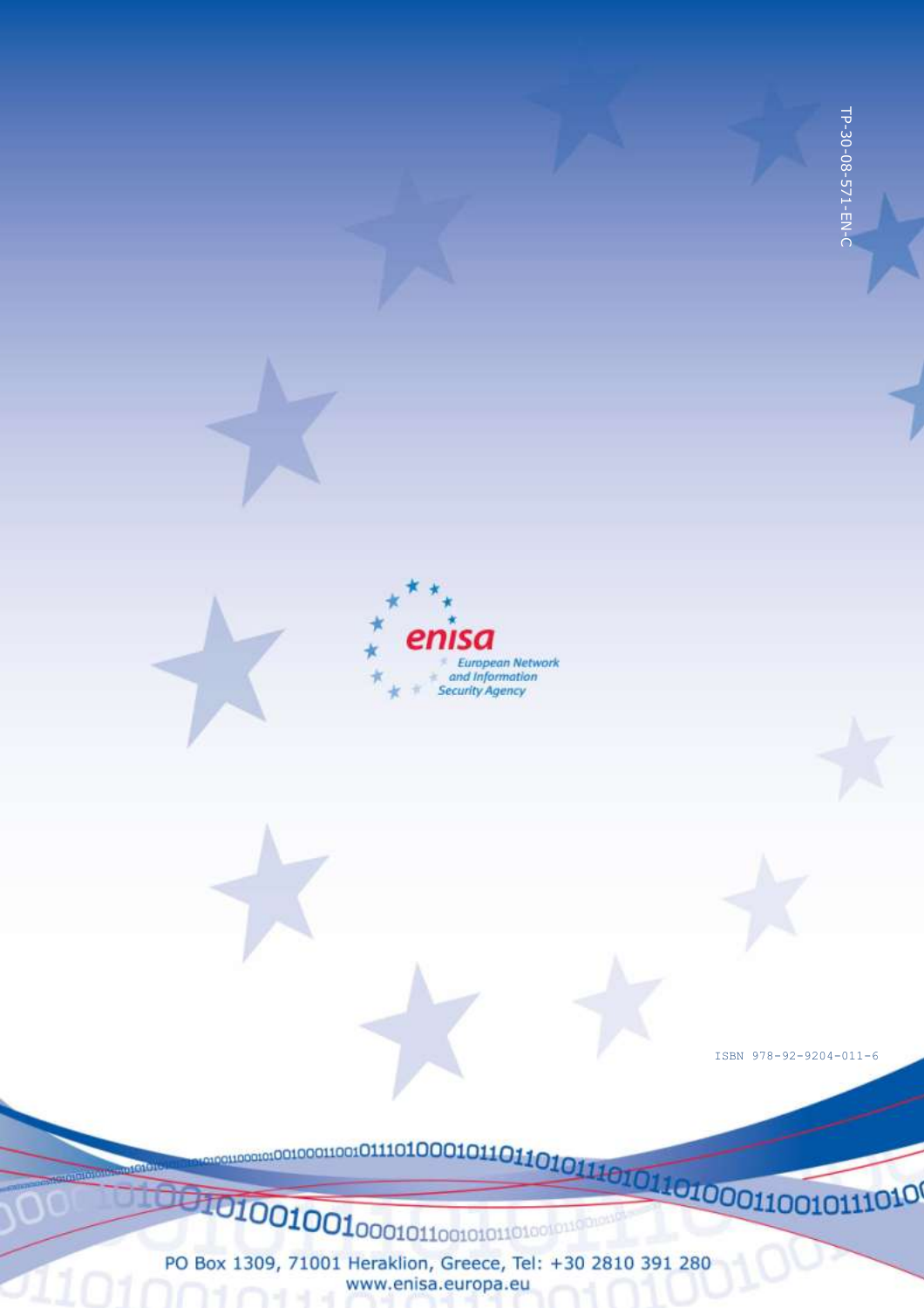TP-30-08-571-EN-C

enisa

European Network and Information Security Agency

ISBN 978-92-9204-011-6

PO Box 1309, 71001 Heraklion, Greece, Tel: +30 2810 391 280
www.enisa.europa.eu